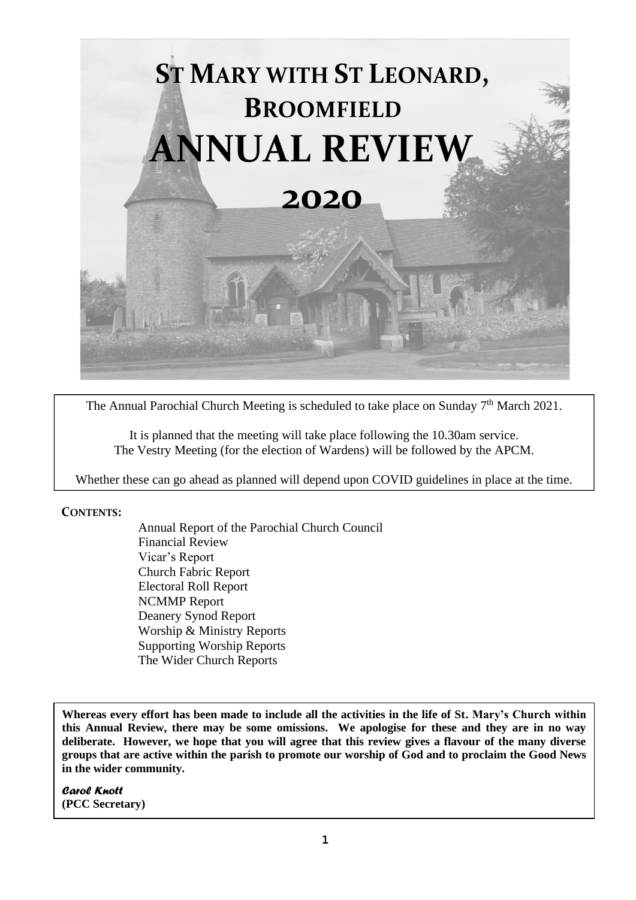# ST MARY WITH ST LEONARD, BROOMFIELD

# ANNUAL REVIEW

# 2020

The Annual Parochial Church Meeting is scheduled to take place on Sunday 7th March 2021.

It is planned that the meeting will take place following the 10.30am service.
The Vestry Meeting (for the election of Wardens) will be followed by the APCM.

Whether these can go ahead as planned will depend upon COVID guidelines in place at the time.

**CONTENTS:**

- Annual Report of the Parochial Church Council
- Financial Review
- Vicar's Report
- Church Fabric Report
- Electoral Roll Report
- NCMMP Report
- Deanery Synod Report
- Worship & Ministry Reports
- Supporting Worship Reports
- The Wider Church Reports

**Whereas every effort has been made to include all the activities in the life of St. Mary's Church within this Annual Review, there may be some omissions. We apologise for these and they are in no way deliberate. However, we hope that you will agree that this review gives a flavour of the many diverse groups that are active within the parish to promote our worship of God and to proclaim the Good News in the wider community.**

***Carol Knott***
**(PCC Secretary)**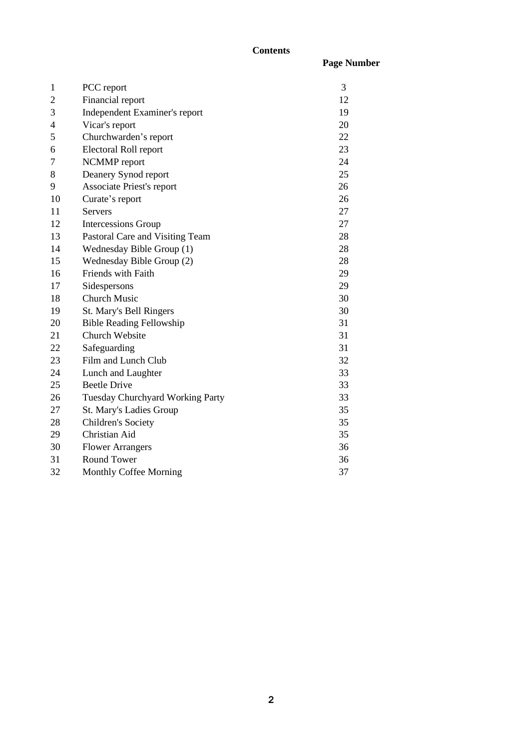# Contents

| | | Page Number |
|---|---|---|
| 1 | PCC report | 3 |
| 2 | Financial report | 12 |
| 3 | Independent Examiner's report | 19 |
| 4 | Vicar's report | 20 |
| 5 | Churchwarden's report | 22 |
| 6 | Electoral Roll report | 23 |
| 7 | NCMMP report | 24 |
| 8 | Deanery Synod report | 25 |
| 9 | Associate Priest's report | 26 |
| 10 | Curate's report | 26 |
| 11 | Servers | 27 |
| 12 | Intercessions Group | 27 |
| 13 | Pastoral Care and Visiting Team | 28 |
| 14 | Wednesday Bible Group (1) | 28 |
| 15 | Wednesday Bible Group (2) | 28 |
| 16 | Friends with Faith | 29 |
| 17 | Sidespersons | 29 |
| 18 | Church Music | 30 |
| 19 | St. Mary's Bell Ringers | 30 |
| 20 | Bible Reading Fellowship | 31 |
| 21 | Church Website | 31 |
| 22 | Safeguarding | 31 |
| 23 | Film and Lunch Club | 32 |
| 24 | Lunch and Laughter | 33 |
| 25 | Beetle Drive | 33 |
| 26 | Tuesday Churchyard Working Party | 33 |
| 27 | St. Mary's Ladies Group | 35 |
| 28 | Children's Society | 35 |
| 29 | Christian Aid | 35 |
| 30 | Flower Arrangers | 36 |
| 31 | Round Tower | 36 |
| 32 | Monthly Coffee Morning | 37 |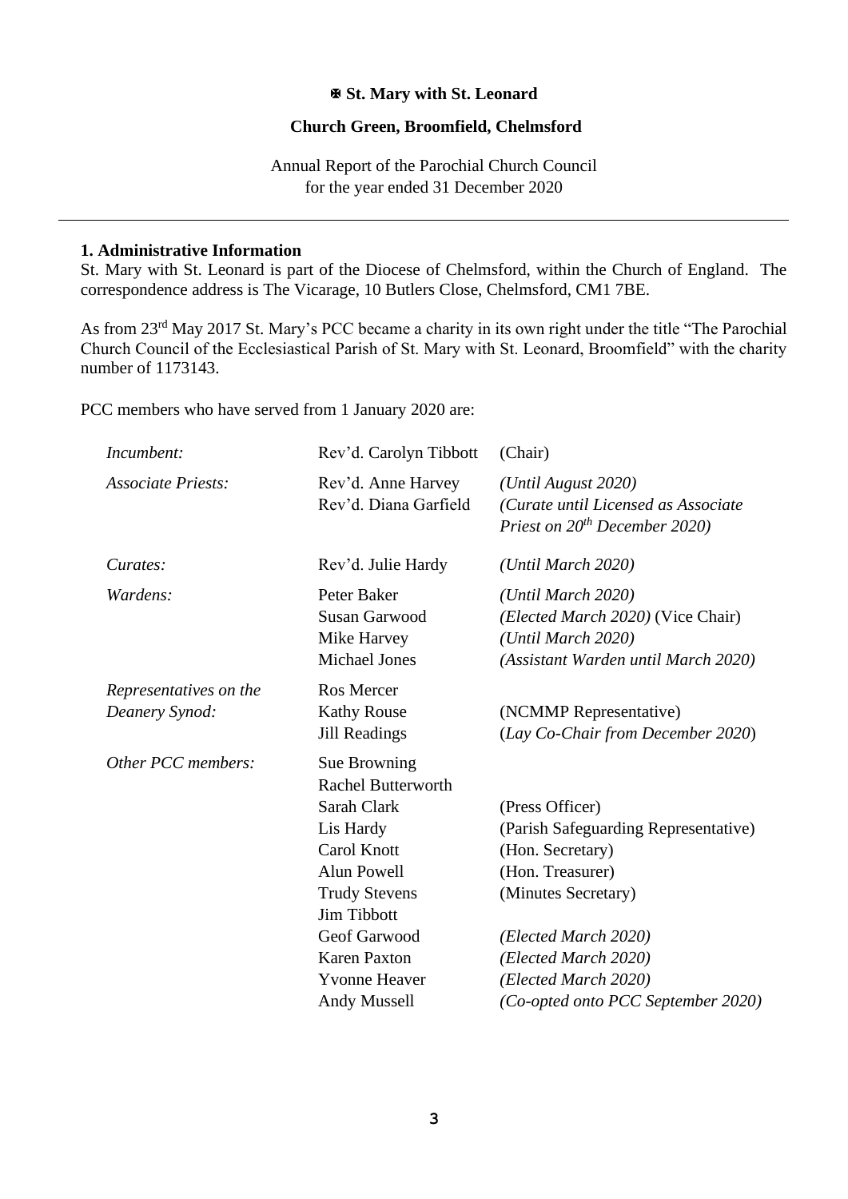**✠ St. Mary with St. Leonard**

**Church Green, Broomfield, Chelmsford**

Annual Report of the Parochial Church Council
for the year ended 31 December 2020

---

**1. Administrative Information**

St. Mary with St. Leonard is part of the Diocese of Chelmsford, within the Church of England. The correspondence address is The Vicarage, 10 Butlers Close, Chelmsford, CM1 7BE.

As from 23rd May 2017 St. Mary's PCC became a charity in its own right under the title "The Parochial Church Council of the Ecclesiastical Parish of St. Mary with St. Leonard, Broomfield" with the charity number of 1173143.

PCC members who have served from 1 January 2020 are:

| | | |
|---|---|---|
| *Incumbent:* | Rev'd. Carolyn Tibbott | (Chair) |
| *Associate Priests:* | Rev'd. Anne Harvey | *(Until August 2020)* |
| | Rev'd. Diana Garfield | *(Curate until Licensed as Associate Priest on 20th December 2020)* |
| *Curates:* | Rev'd. Julie Hardy | *(Until March 2020)* |
| *Wardens:* | Peter Baker | *(Until March 2020)* |
| | Susan Garwood | *(Elected March 2020)* (Vice Chair) |
| | Mike Harvey | *(Until March 2020)* |
| | Michael Jones | *(Assistant Warden until March 2020)* |
| *Representatives on the Deanery Synod:* | Ros Mercer | |
| | Kathy Rouse | (NCMMP Representative) |
| | Jill Readings | (*Lay Co-Chair from December 2020*) |
| *Other PCC members:* | Sue Browning | |
| | Rachel Butterworth | |
| | Sarah Clark | (Press Officer) |
| | Lis Hardy | (Parish Safeguarding Representative) |
| | Carol Knott | (Hon. Secretary) |
| | Alun Powell | (Hon. Treasurer) |
| | Trudy Stevens | (Minutes Secretary) |
| | Jim Tibbott | |
| | Geof Garwood | *(Elected March 2020)* |
| | Karen Paxton | *(Elected March 2020)* |
| | Yvonne Heaver | *(Elected March 2020)* |
| | Andy Mussell | *(Co-opted onto PCC September 2020)* |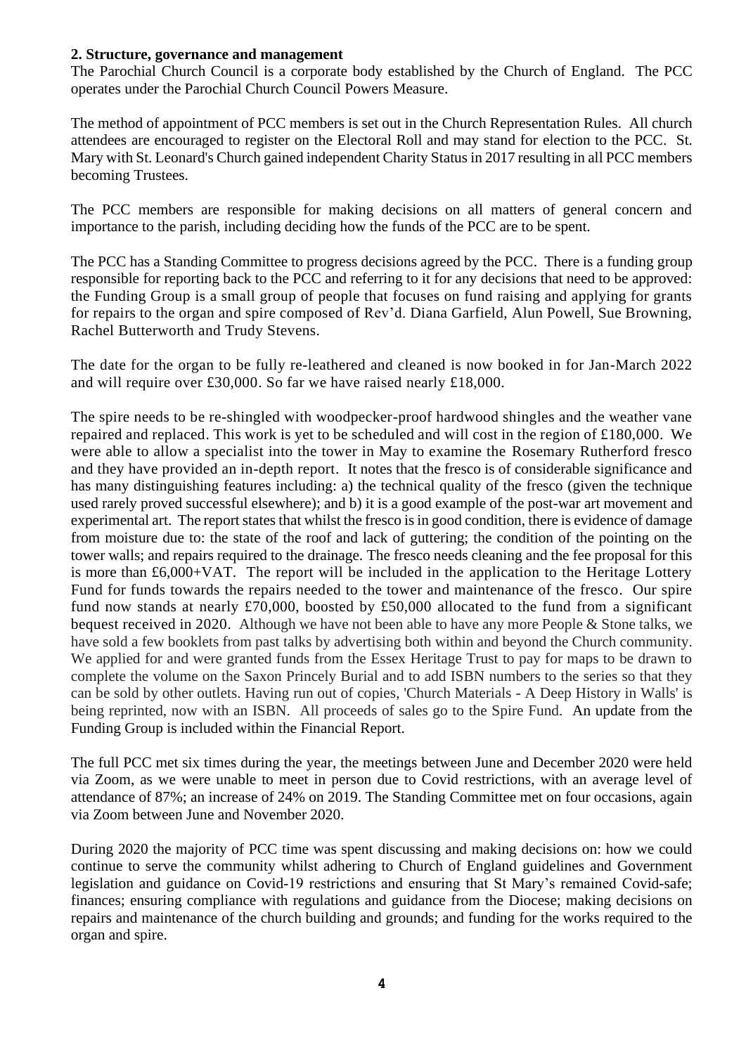## 2. Structure, governance and management

The Parochial Church Council is a corporate body established by the Church of England. The PCC operates under the Parochial Church Council Powers Measure.

The method of appointment of PCC members is set out in the Church Representation Rules. All church attendees are encouraged to register on the Electoral Roll and may stand for election to the PCC. St. Mary with St. Leonard's Church gained independent Charity Status in 2017 resulting in all PCC members becoming Trustees.

The PCC members are responsible for making decisions on all matters of general concern and importance to the parish, including deciding how the funds of the PCC are to be spent.

The PCC has a Standing Committee to progress decisions agreed by the PCC. There is a funding group responsible for reporting back to the PCC and referring to it for any decisions that need to be approved: the Funding Group is a small group of people that focuses on fund raising and applying for grants for repairs to the organ and spire composed of Rev'd. Diana Garfield, Alun Powell, Sue Browning, Rachel Butterworth and Trudy Stevens.

The date for the organ to be fully re-leathered and cleaned is now booked in for Jan-March 2022 and will require over £30,000. So far we have raised nearly £18,000.

The spire needs to be re-shingled with woodpecker-proof hardwood shingles and the weather vane repaired and replaced. This work is yet to be scheduled and will cost in the region of £180,000. We were able to allow a specialist into the tower in May to examine the Rosemary Rutherford fresco and they have provided an in-depth report. It notes that the fresco is of considerable significance and has many distinguishing features including: a) the technical quality of the fresco (given the technique used rarely proved successful elsewhere); and b) it is a good example of the post-war art movement and experimental art. The report states that whilst the fresco is in good condition, there is evidence of damage from moisture due to: the state of the roof and lack of guttering; the condition of the pointing on the tower walls; and repairs required to the drainage. The fresco needs cleaning and the fee proposal for this is more than £6,000+VAT. The report will be included in the application to the Heritage Lottery Fund for funds towards the repairs needed to the tower and maintenance of the fresco. Our spire fund now stands at nearly £70,000, boosted by £50,000 allocated to the fund from a significant bequest received in 2020. Although we have not been able to have any more People & Stone talks, we have sold a few booklets from past talks by advertising both within and beyond the Church community. We applied for and were granted funds from the Essex Heritage Trust to pay for maps to be drawn to complete the volume on the Saxon Princely Burial and to add ISBN numbers to the series so that they can be sold by other outlets. Having run out of copies, 'Church Materials - A Deep History in Walls' is being reprinted, now with an ISBN. All proceeds of sales go to the Spire Fund. An update from the Funding Group is included within the Financial Report.

The full PCC met six times during the year, the meetings between June and December 2020 were held via Zoom, as we were unable to meet in person due to Covid restrictions, with an average level of attendance of 87%; an increase of 24% on 2019. The Standing Committee met on four occasions, again via Zoom between June and November 2020.

During 2020 the majority of PCC time was spent discussing and making decisions on: how we could continue to serve the community whilst adhering to Church of England guidelines and Government legislation and guidance on Covid-19 restrictions and ensuring that St Mary's remained Covid-safe; finances; ensuring compliance with regulations and guidance from the Diocese; making decisions on repairs and maintenance of the church building and grounds; and funding for the works required to the organ and spire.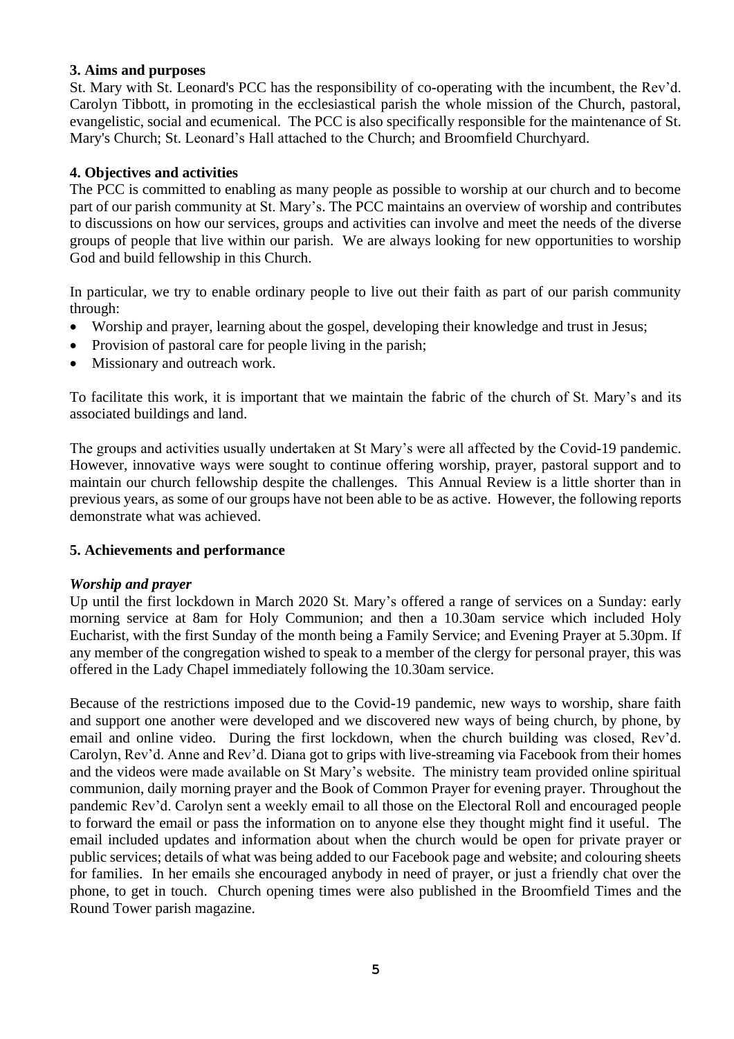### 3. Aims and purposes

St. Mary with St. Leonard's PCC has the responsibility of co-operating with the incumbent, the Rev'd. Carolyn Tibbott, in promoting in the ecclesiastical parish the whole mission of the Church, pastoral, evangelistic, social and ecumenical. The PCC is also specifically responsible for the maintenance of St. Mary's Church; St. Leonard's Hall attached to the Church; and Broomfield Churchyard.

### 4. Objectives and activities

The PCC is committed to enabling as many people as possible to worship at our church and to become part of our parish community at St. Mary's. The PCC maintains an overview of worship and contributes to discussions on how our services, groups and activities can involve and meet the needs of the diverse groups of people that live within our parish. We are always looking for new opportunities to worship God and build fellowship in this Church.

In particular, we try to enable ordinary people to live out their faith as part of our parish community through:

- Worship and prayer, learning about the gospel, developing their knowledge and trust in Jesus;
- Provision of pastoral care for people living in the parish;
- Missionary and outreach work.

To facilitate this work, it is important that we maintain the fabric of the church of St. Mary's and its associated buildings and land.

The groups and activities usually undertaken at St Mary's were all affected by the Covid-19 pandemic. However, innovative ways were sought to continue offering worship, prayer, pastoral support and to maintain our church fellowship despite the challenges. This Annual Review is a little shorter than in previous years, as some of our groups have not been able to be as active. However, the following reports demonstrate what was achieved.

### 5. Achievements and performance

***Worship and prayer***

Up until the first lockdown in March 2020 St. Mary's offered a range of services on a Sunday: early morning service at 8am for Holy Communion; and then a 10.30am service which included Holy Eucharist, with the first Sunday of the month being a Family Service; and Evening Prayer at 5.30pm. If any member of the congregation wished to speak to a member of the clergy for personal prayer, this was offered in the Lady Chapel immediately following the 10.30am service.

Because of the restrictions imposed due to the Covid-19 pandemic, new ways to worship, share faith and support one another were developed and we discovered new ways of being church, by phone, by email and online video. During the first lockdown, when the church building was closed, Rev'd. Carolyn, Rev'd. Anne and Rev'd. Diana got to grips with live-streaming via Facebook from their homes and the videos were made available on St Mary's website. The ministry team provided online spiritual communion, daily morning prayer and the Book of Common Prayer for evening prayer. Throughout the pandemic Rev'd. Carolyn sent a weekly email to all those on the Electoral Roll and encouraged people to forward the email or pass the information on to anyone else they thought might find it useful. The email included updates and information about when the church would be open for private prayer or public services; details of what was being added to our Facebook page and website; and colouring sheets for families. In her emails she encouraged anybody in need of prayer, or just a friendly chat over the phone, to get in touch. Church opening times were also published in the Broomfield Times and the Round Tower parish magazine.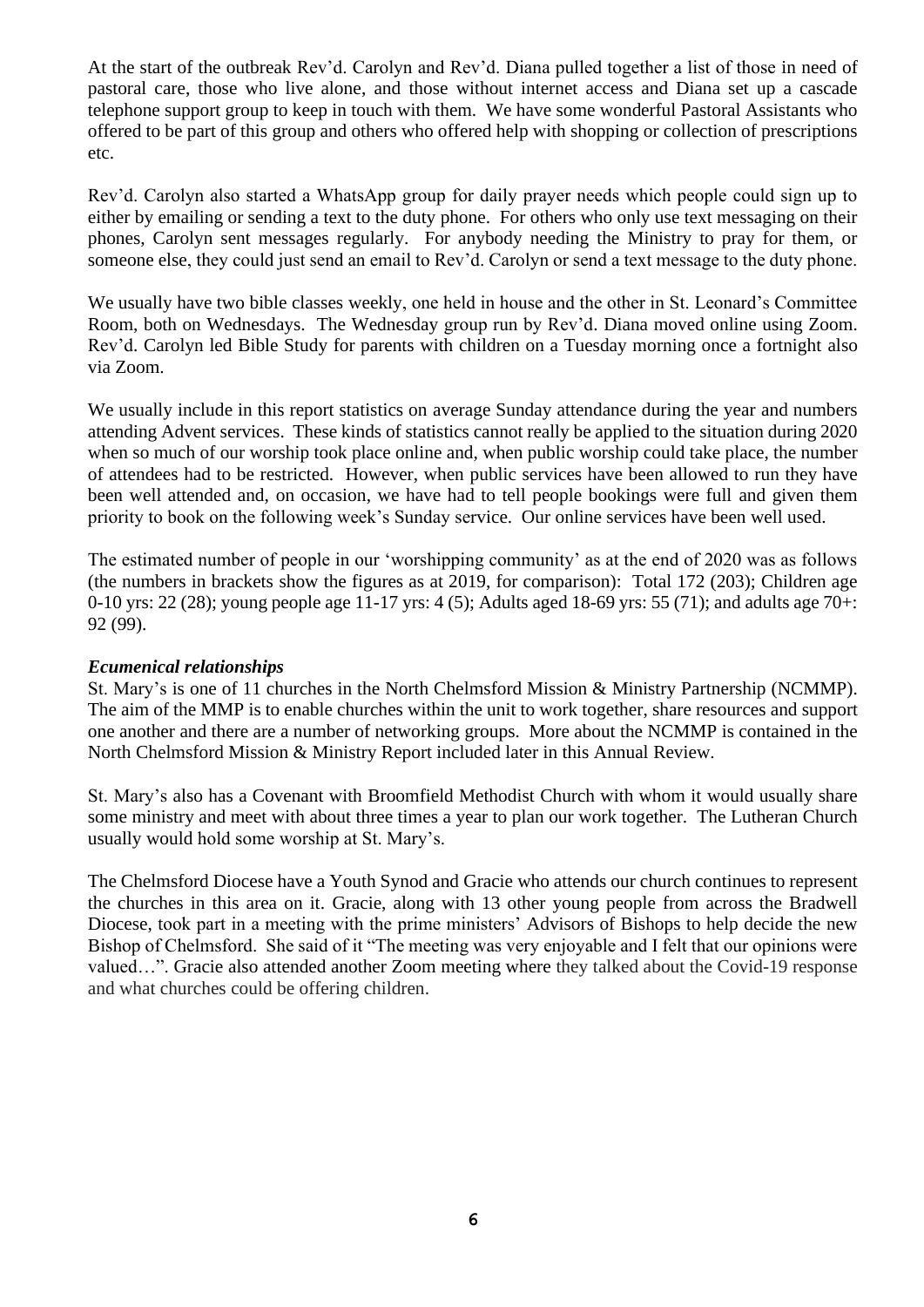At the start of the outbreak Rev'd. Carolyn and Rev'd. Diana pulled together a list of those in need of pastoral care, those who live alone, and those without internet access and Diana set up a cascade telephone support group to keep in touch with them. We have some wonderful Pastoral Assistants who offered to be part of this group and others who offered help with shopping or collection of prescriptions etc.

Rev'd. Carolyn also started a WhatsApp group for daily prayer needs which people could sign up to either by emailing or sending a text to the duty phone. For others who only use text messaging on their phones, Carolyn sent messages regularly. For anybody needing the Ministry to pray for them, or someone else, they could just send an email to Rev'd. Carolyn or send a text message to the duty phone.

We usually have two bible classes weekly, one held in house and the other in St. Leonard's Committee Room, both on Wednesdays. The Wednesday group run by Rev'd. Diana moved online using Zoom. Rev'd. Carolyn led Bible Study for parents with children on a Tuesday morning once a fortnight also via Zoom.

We usually include in this report statistics on average Sunday attendance during the year and numbers attending Advent services. These kinds of statistics cannot really be applied to the situation during 2020 when so much of our worship took place online and, when public worship could take place, the number of attendees had to be restricted. However, when public services have been allowed to run they have been well attended and, on occasion, we have had to tell people bookings were full and given them priority to book on the following week's Sunday service. Our online services have been well used.

The estimated number of people in our 'worshipping community' as at the end of 2020 was as follows (the numbers in brackets show the figures as at 2019, for comparison): Total 172 (203); Children age 0-10 yrs: 22 (28); young people age 11-17 yrs: 4 (5); Adults aged 18-69 yrs: 55 (71); and adults age 70+: 92 (99).

***Ecumenical relationships***

St. Mary's is one of 11 churches in the North Chelmsford Mission & Ministry Partnership (NCMMP). The aim of the MMP is to enable churches within the unit to work together, share resources and support one another and there are a number of networking groups. More about the NCMMP is contained in the North Chelmsford Mission & Ministry Report included later in this Annual Review.

St. Mary's also has a Covenant with Broomfield Methodist Church with whom it would usually share some ministry and meet with about three times a year to plan our work together. The Lutheran Church usually would hold some worship at St. Mary's.

The Chelmsford Diocese have a Youth Synod and Gracie who attends our church continues to represent the churches in this area on it. Gracie, along with 13 other young people from across the Bradwell Diocese, took part in a meeting with the prime ministers' Advisors of Bishops to help decide the new Bishop of Chelmsford. She said of it "The meeting was very enjoyable and I felt that our opinions were valued…". Gracie also attended another Zoom meeting where they talked about the Covid-19 response and what churches could be offering children.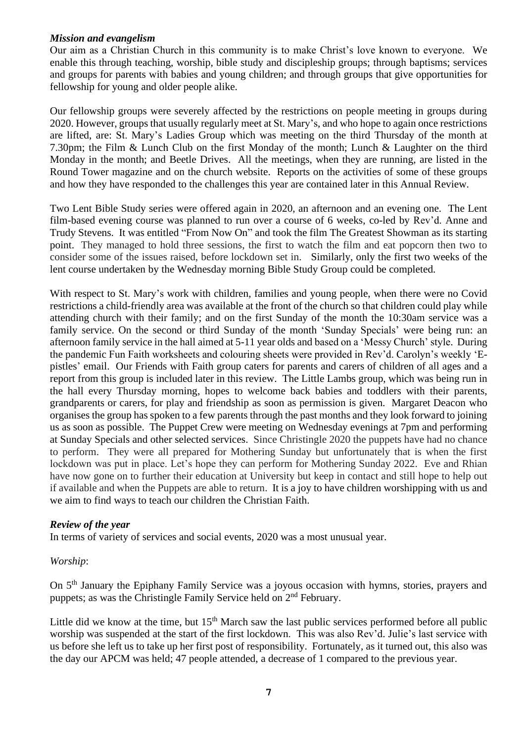***Mission and evangelism***

Our aim as a Christian Church in this community is to make Christ's love known to everyone. We enable this through teaching, worship, bible study and discipleship groups; through baptisms; services and groups for parents with babies and young children; and through groups that give opportunities for fellowship for young and older people alike.

Our fellowship groups were severely affected by the restrictions on people meeting in groups during 2020. However, groups that usually regularly meet at St. Mary's, and who hope to again once restrictions are lifted, are: St. Mary's Ladies Group which was meeting on the third Thursday of the month at 7.30pm; the Film & Lunch Club on the first Monday of the month; Lunch & Laughter on the third Monday in the month; and Beetle Drives. All the meetings, when they are running, are listed in the Round Tower magazine and on the church website. Reports on the activities of some of these groups and how they have responded to the challenges this year are contained later in this Annual Review.

Two Lent Bible Study series were offered again in 2020, an afternoon and an evening one. The Lent film-based evening course was planned to run over a course of 6 weeks, co-led by Rev'd. Anne and Trudy Stevens. It was entitled "From Now On" and took the film The Greatest Showman as its starting point. They managed to hold three sessions, the first to watch the film and eat popcorn then two to consider some of the issues raised, before lockdown set in. Similarly, only the first two weeks of the lent course undertaken by the Wednesday morning Bible Study Group could be completed.

With respect to St. Mary's work with children, families and young people, when there were no Covid restrictions a child-friendly area was available at the front of the church so that children could play while attending church with their family; and on the first Sunday of the month the 10:30am service was a family service. On the second or third Sunday of the month 'Sunday Specials' were being run: an afternoon family service in the hall aimed at 5-11 year olds and based on a 'Messy Church' style. During the pandemic Fun Faith worksheets and colouring sheets were provided in Rev'd. Carolyn's weekly 'E-pistles' email. Our Friends with Faith group caters for parents and carers of children of all ages and a report from this group is included later in this review. The Little Lambs group, which was being run in the hall every Thursday morning, hopes to welcome back babies and toddlers with their parents, grandparents or carers, for play and friendship as soon as permission is given. Margaret Deacon who organises the group has spoken to a few parents through the past months and they look forward to joining us as soon as possible. The Puppet Crew were meeting on Wednesday evenings at 7pm and performing at Sunday Specials and other selected services. Since Christingle 2020 the puppets have had no chance to perform. They were all prepared for Mothering Sunday but unfortunately that is when the first lockdown was put in place. Let's hope they can perform for Mothering Sunday 2022. Eve and Rhian have now gone on to further their education at University but keep in contact and still hope to help out if available and when the Puppets are able to return. It is a joy to have children worshipping with us and we aim to find ways to teach our children the Christian Faith.

***Review of the year***

In terms of variety of services and social events, 2020 was a most unusual year.

*Worship*:

On 5th January the Epiphany Family Service was a joyous occasion with hymns, stories, prayers and puppets; as was the Christingle Family Service held on 2nd February.

Little did we know at the time, but 15th March saw the last public services performed before all public worship was suspended at the start of the first lockdown. This was also Rev'd. Julie's last service with us before she left us to take up her first post of responsibility. Fortunately, as it turned out, this also was the day our APCM was held; 47 people attended, a decrease of 1 compared to the previous year.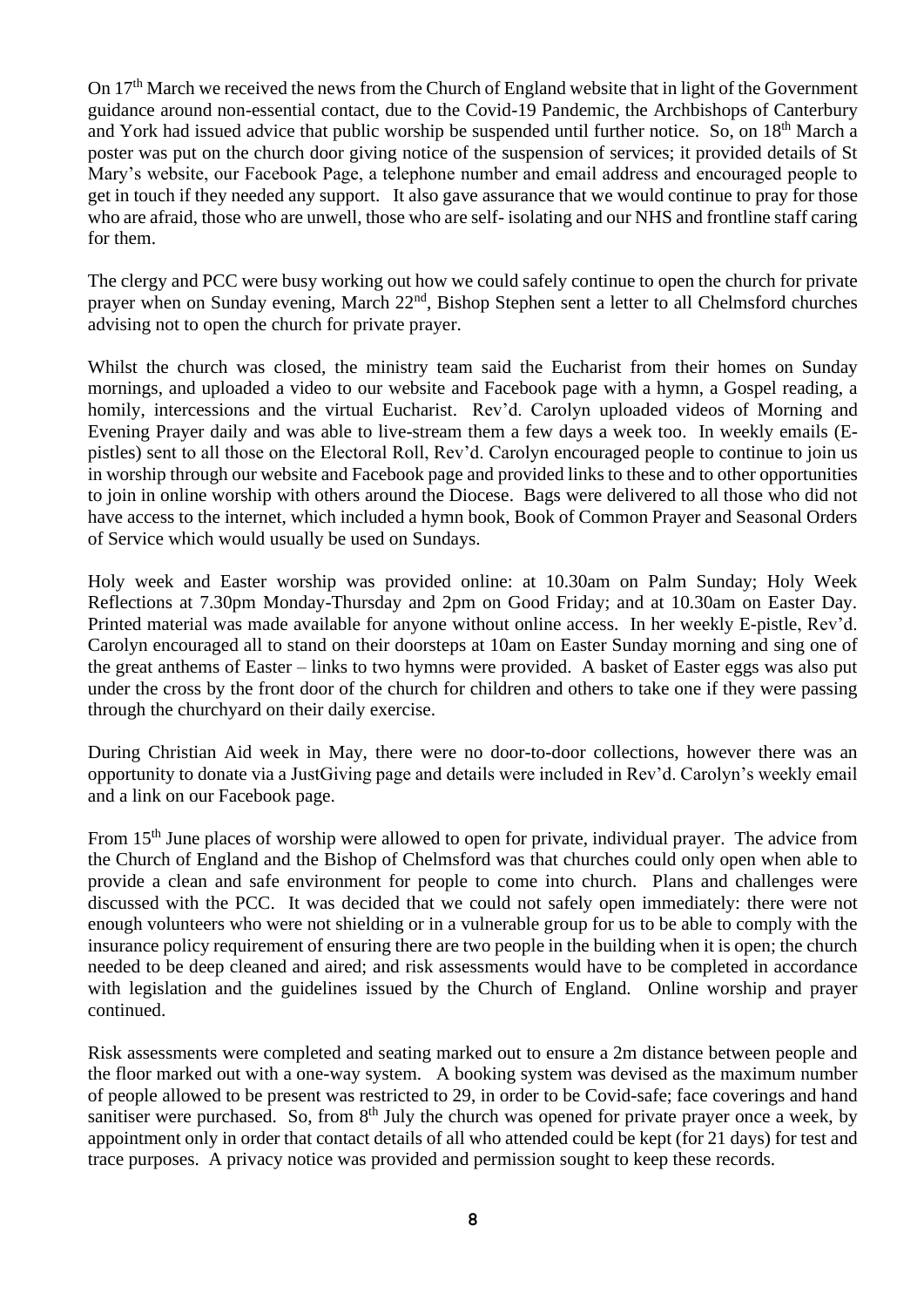On 17th March we received the news from the Church of England website that in light of the Government guidance around non-essential contact, due to the Covid-19 Pandemic, the Archbishops of Canterbury and York had issued advice that public worship be suspended until further notice. So, on 18th March a poster was put on the church door giving notice of the suspension of services; it provided details of St Mary's website, our Facebook Page, a telephone number and email address and encouraged people to get in touch if they needed any support. It also gave assurance that we would continue to pray for those who are afraid, those who are unwell, those who are self- isolating and our NHS and frontline staff caring for them.

The clergy and PCC were busy working out how we could safely continue to open the church for private prayer when on Sunday evening, March 22nd, Bishop Stephen sent a letter to all Chelmsford churches advising not to open the church for private prayer.

Whilst the church was closed, the ministry team said the Eucharist from their homes on Sunday mornings, and uploaded a video to our website and Facebook page with a hymn, a Gospel reading, a homily, intercessions and the virtual Eucharist. Rev'd. Carolyn uploaded videos of Morning and Evening Prayer daily and was able to live-stream them a few days a week too. In weekly emails (E-pistles) sent to all those on the Electoral Roll, Rev'd. Carolyn encouraged people to continue to join us in worship through our website and Facebook page and provided links to these and to other opportunities to join in online worship with others around the Diocese. Bags were delivered to all those who did not have access to the internet, which included a hymn book, Book of Common Prayer and Seasonal Orders of Service which would usually be used on Sundays.

Holy week and Easter worship was provided online: at 10.30am on Palm Sunday; Holy Week Reflections at 7.30pm Monday-Thursday and 2pm on Good Friday; and at 10.30am on Easter Day. Printed material was made available for anyone without online access. In her weekly E-pistle, Rev'd. Carolyn encouraged all to stand on their doorsteps at 10am on Easter Sunday morning and sing one of the great anthems of Easter – links to two hymns were provided. A basket of Easter eggs was also put under the cross by the front door of the church for children and others to take one if they were passing through the churchyard on their daily exercise.

During Christian Aid week in May, there were no door-to-door collections, however there was an opportunity to donate via a JustGiving page and details were included in Rev'd. Carolyn's weekly email and a link on our Facebook page.

From 15th June places of worship were allowed to open for private, individual prayer. The advice from the Church of England and the Bishop of Chelmsford was that churches could only open when able to provide a clean and safe environment for people to come into church. Plans and challenges were discussed with the PCC. It was decided that we could not safely open immediately: there were not enough volunteers who were not shielding or in a vulnerable group for us to be able to comply with the insurance policy requirement of ensuring there are two people in the building when it is open; the church needed to be deep cleaned and aired; and risk assessments would have to be completed in accordance with legislation and the guidelines issued by the Church of England. Online worship and prayer continued.

Risk assessments were completed and seating marked out to ensure a 2m distance between people and the floor marked out with a one-way system. A booking system was devised as the maximum number of people allowed to be present was restricted to 29, in order to be Covid-safe; face coverings and hand sanitiser were purchased. So, from 8th July the church was opened for private prayer once a week, by appointment only in order that contact details of all who attended could be kept (for 21 days) for test and trace purposes. A privacy notice was provided and permission sought to keep these records.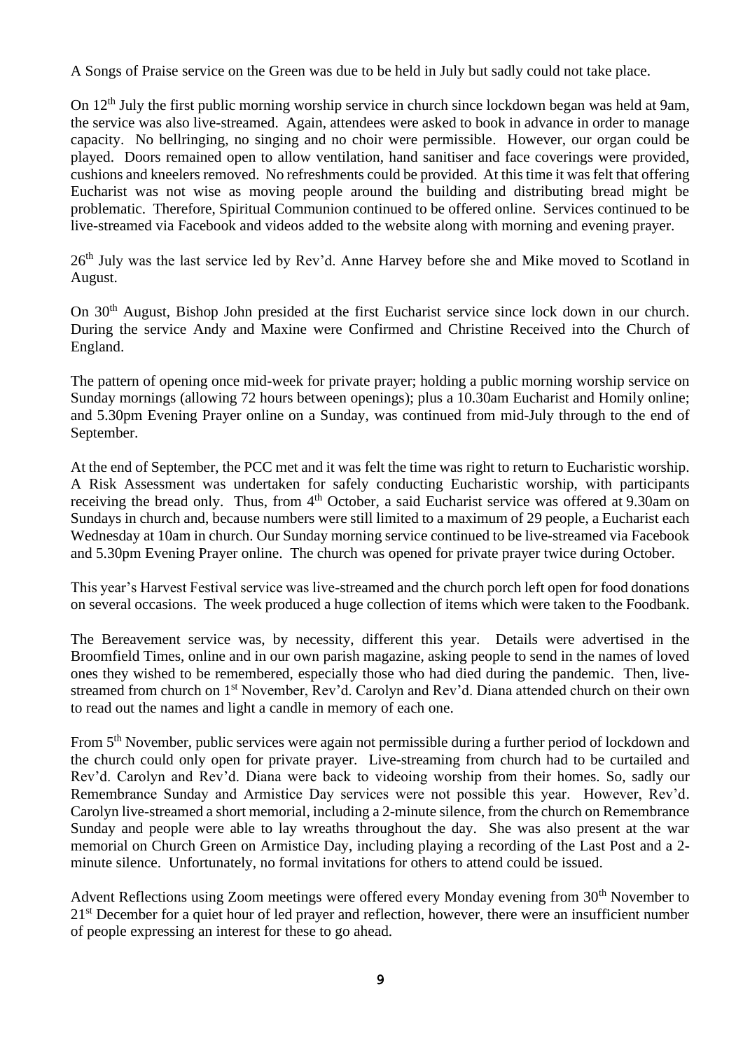A Songs of Praise service on the Green was due to be held in July but sadly could not take place.

On 12th July the first public morning worship service in church since lockdown began was held at 9am, the service was also live-streamed. Again, attendees were asked to book in advance in order to manage capacity. No bellringing, no singing and no choir were permissible. However, our organ could be played. Doors remained open to allow ventilation, hand sanitiser and face coverings were provided, cushions and kneelers removed. No refreshments could be provided. At this time it was felt that offering Eucharist was not wise as moving people around the building and distributing bread might be problematic. Therefore, Spiritual Communion continued to be offered online. Services continued to be live-streamed via Facebook and videos added to the website along with morning and evening prayer.

26th July was the last service led by Rev'd. Anne Harvey before she and Mike moved to Scotland in August.

On 30th August, Bishop John presided at the first Eucharist service since lock down in our church. During the service Andy and Maxine were Confirmed and Christine Received into the Church of England.

The pattern of opening once mid-week for private prayer; holding a public morning worship service on Sunday mornings (allowing 72 hours between openings); plus a 10.30am Eucharist and Homily online; and 5.30pm Evening Prayer online on a Sunday, was continued from mid-July through to the end of September.

At the end of September, the PCC met and it was felt the time was right to return to Eucharistic worship. A Risk Assessment was undertaken for safely conducting Eucharistic worship, with participants receiving the bread only. Thus, from 4th October, a said Eucharist service was offered at 9.30am on Sundays in church and, because numbers were still limited to a maximum of 29 people, a Eucharist each Wednesday at 10am in church. Our Sunday morning service continued to be live-streamed via Facebook and 5.30pm Evening Prayer online. The church was opened for private prayer twice during October.

This year's Harvest Festival service was live-streamed and the church porch left open for food donations on several occasions. The week produced a huge collection of items which were taken to the Foodbank.

The Bereavement service was, by necessity, different this year. Details were advertised in the Broomfield Times, online and in our own parish magazine, asking people to send in the names of loved ones they wished to be remembered, especially those who had died during the pandemic. Then, live-streamed from church on 1st November, Rev'd. Carolyn and Rev'd. Diana attended church on their own to read out the names and light a candle in memory of each one.

From 5th November, public services were again not permissible during a further period of lockdown and the church could only open for private prayer. Live-streaming from church had to be curtailed and Rev'd. Carolyn and Rev'd. Diana were back to videoing worship from their homes. So, sadly our Remembrance Sunday and Armistice Day services were not possible this year. However, Rev'd. Carolyn live-streamed a short memorial, including a 2-minute silence, from the church on Remembrance Sunday and people were able to lay wreaths throughout the day. She was also present at the war memorial on Church Green on Armistice Day, including playing a recording of the Last Post and a 2-minute silence. Unfortunately, no formal invitations for others to attend could be issued.

Advent Reflections using Zoom meetings were offered every Monday evening from 30th November to 21st December for a quiet hour of led prayer and reflection, however, there were an insufficient number of people expressing an interest for these to go ahead.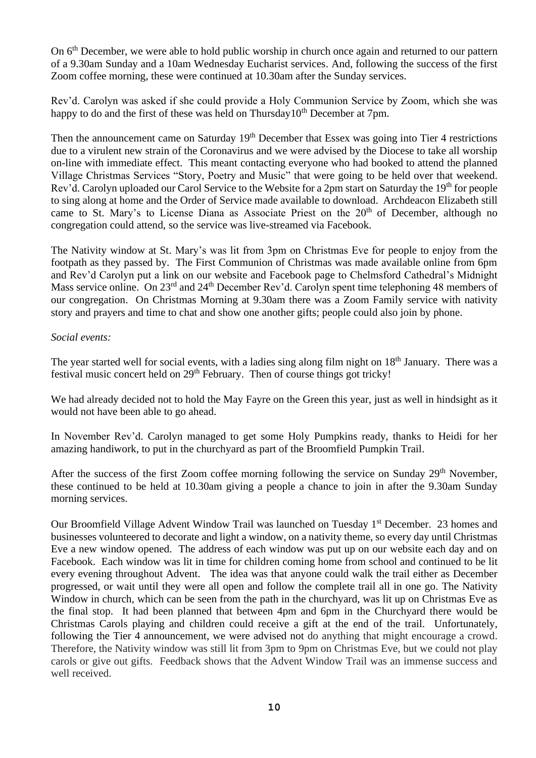On 6th December, we were able to hold public worship in church once again and returned to our pattern of a 9.30am Sunday and a 10am Wednesday Eucharist services. And, following the success of the first Zoom coffee morning, these were continued at 10.30am after the Sunday services.

Rev'd. Carolyn was asked if she could provide a Holy Communion Service by Zoom, which she was happy to do and the first of these was held on Thursday10th December at 7pm.

Then the announcement came on Saturday 19th December that Essex was going into Tier 4 restrictions due to a virulent new strain of the Coronavirus and we were advised by the Diocese to take all worship on-line with immediate effect. This meant contacting everyone who had booked to attend the planned Village Christmas Services "Story, Poetry and Music" that were going to be held over that weekend. Rev'd. Carolyn uploaded our Carol Service to the Website for a 2pm start on Saturday the 19th for people to sing along at home and the Order of Service made available to download. Archdeacon Elizabeth still came to St. Mary's to License Diana as Associate Priest on the 20th of December, although no congregation could attend, so the service was live-streamed via Facebook.

The Nativity window at St. Mary's was lit from 3pm on Christmas Eve for people to enjoy from the footpath as they passed by. The First Communion of Christmas was made available online from 6pm and Rev'd Carolyn put a link on our website and Facebook page to Chelmsford Cathedral's Midnight Mass service online. On 23rd and 24th December Rev'd. Carolyn spent time telephoning 48 members of our congregation. On Christmas Morning at 9.30am there was a Zoom Family service with nativity story and prayers and time to chat and show one another gifts; people could also join by phone.

*Social events:*

The year started well for social events, with a ladies sing along film night on 18th January. There was a festival music concert held on 29th February. Then of course things got tricky!

We had already decided not to hold the May Fayre on the Green this year, just as well in hindsight as it would not have been able to go ahead.

In November Rev'd. Carolyn managed to get some Holy Pumpkins ready, thanks to Heidi for her amazing handiwork, to put in the churchyard as part of the Broomfield Pumpkin Trail.

After the success of the first Zoom coffee morning following the service on Sunday 29th November, these continued to be held at 10.30am giving a people a chance to join in after the 9.30am Sunday morning services.

Our Broomfield Village Advent Window Trail was launched on Tuesday 1st December. 23 homes and businesses volunteered to decorate and light a window, on a nativity theme, so every day until Christmas Eve a new window opened. The address of each window was put up on our website each day and on Facebook. Each window was lit in time for children coming home from school and continued to be lit every evening throughout Advent. The idea was that anyone could walk the trail either as December progressed, or wait until they were all open and follow the complete trail all in one go. The Nativity Window in church, which can be seen from the path in the churchyard, was lit up on Christmas Eve as the final stop. It had been planned that between 4pm and 6pm in the Churchyard there would be Christmas Carols playing and children could receive a gift at the end of the trail. Unfortunately, following the Tier 4 announcement, we were advised not do anything that might encourage a crowd. Therefore, the Nativity window was still lit from 3pm to 9pm on Christmas Eve, but we could not play carols or give out gifts. Feedback shows that the Advent Window Trail was an immense success and well received.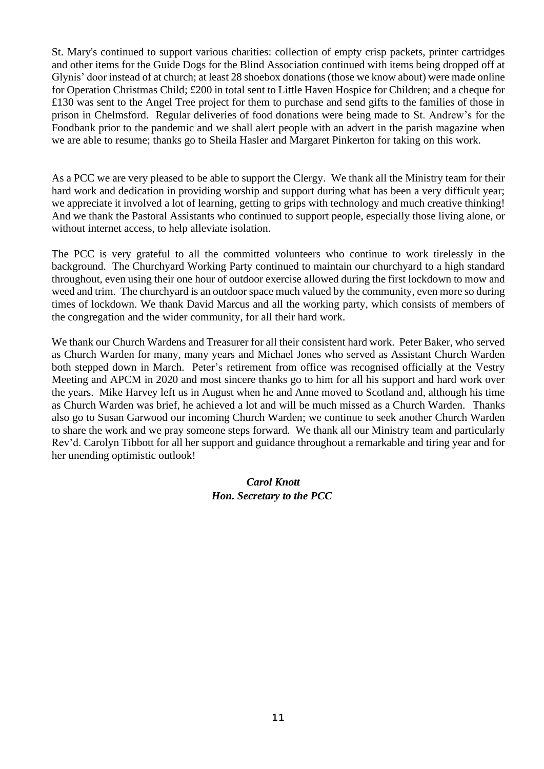St. Mary's continued to support various charities: collection of empty crisp packets, printer cartridges and other items for the Guide Dogs for the Blind Association continued with items being dropped off at Glynis' door instead of at church; at least 28 shoebox donations (those we know about) were made online for Operation Christmas Child; £200 in total sent to Little Haven Hospice for Children; and a cheque for £130 was sent to the Angel Tree project for them to purchase and send gifts to the families of those in prison in Chelmsford. Regular deliveries of food donations were being made to St. Andrew's for the Foodbank prior to the pandemic and we shall alert people with an advert in the parish magazine when we are able to resume; thanks go to Sheila Hasler and Margaret Pinkerton for taking on this work.

As a PCC we are very pleased to be able to support the Clergy. We thank all the Ministry team for their hard work and dedication in providing worship and support during what has been a very difficult year; we appreciate it involved a lot of learning, getting to grips with technology and much creative thinking! And we thank the Pastoral Assistants who continued to support people, especially those living alone, or without internet access, to help alleviate isolation.

The PCC is very grateful to all the committed volunteers who continue to work tirelessly in the background. The Churchyard Working Party continued to maintain our churchyard to a high standard throughout, even using their one hour of outdoor exercise allowed during the first lockdown to mow and weed and trim. The churchyard is an outdoor space much valued by the community, even more so during times of lockdown. We thank David Marcus and all the working party, which consists of members of the congregation and the wider community, for all their hard work.

We thank our Church Wardens and Treasurer for all their consistent hard work. Peter Baker, who served as Church Warden for many, many years and Michael Jones who served as Assistant Church Warden both stepped down in March. Peter's retirement from office was recognised officially at the Vestry Meeting and APCM in 2020 and most sincere thanks go to him for all his support and hard work over the years. Mike Harvey left us in August when he and Anne moved to Scotland and, although his time as Church Warden was brief, he achieved a lot and will be much missed as a Church Warden. Thanks also go to Susan Garwood our incoming Church Warden; we continue to seek another Church Warden to share the work and we pray someone steps forward. We thank all our Ministry team and particularly Rev'd. Carolyn Tibbott for all her support and guidance throughout a remarkable and tiring year and for her unending optimistic outlook!

***Carol Knott***
***Hon. Secretary to the PCC***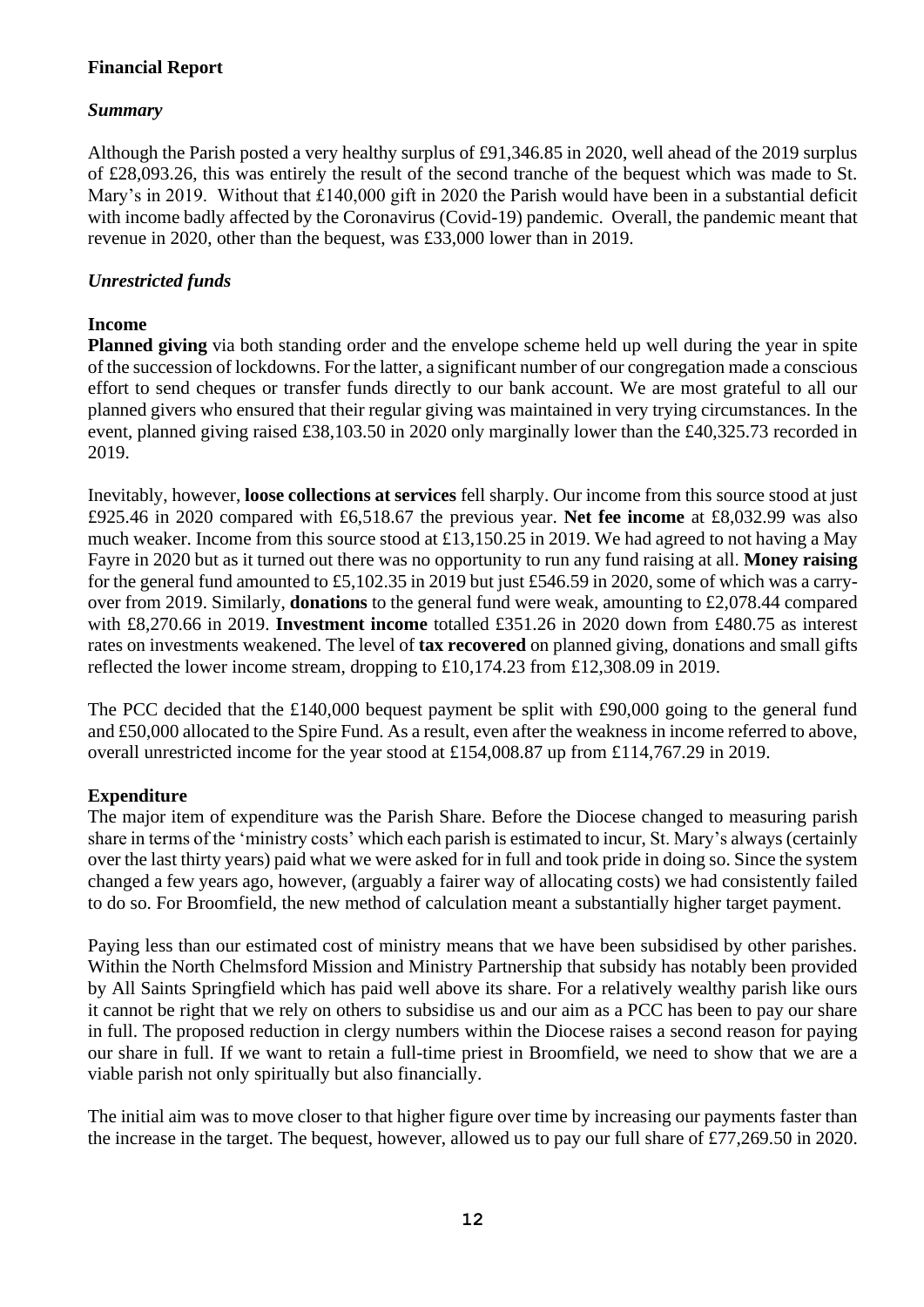## Financial Report

### *Summary*

Although the Parish posted a very healthy surplus of £91,346.85 in 2020, well ahead of the 2019 surplus of £28,093.26, this was entirely the result of the second tranche of the bequest which was made to St. Mary's in 2019. Without that £140,000 gift in 2020 the Parish would have been in a substantial deficit with income badly affected by the Coronavirus (Covid-19) pandemic. Overall, the pandemic meant that revenue in 2020, other than the bequest, was £33,000 lower than in 2019.

### *Unrestricted funds*

#### Income

**Planned giving** via both standing order and the envelope scheme held up well during the year in spite of the succession of lockdowns. For the latter, a significant number of our congregation made a conscious effort to send cheques or transfer funds directly to our bank account. We are most grateful to all our planned givers who ensured that their regular giving was maintained in very trying circumstances. In the event, planned giving raised £38,103.50 in 2020 only marginally lower than the £40,325.73 recorded in 2019.

Inevitably, however, **loose collections at services** fell sharply. Our income from this source stood at just £925.46 in 2020 compared with £6,518.67 the previous year. **Net fee income** at £8,032.99 was also much weaker. Income from this source stood at £13,150.25 in 2019. We had agreed to not having a May Fayre in 2020 but as it turned out there was no opportunity to run any fund raising at all. **Money raising** for the general fund amounted to £5,102.35 in 2019 but just £546.59 in 2020, some of which was a carry-over from 2019. Similarly, **donations** to the general fund were weak, amounting to £2,078.44 compared with £8,270.66 in 2019. **Investment income** totalled £351.26 in 2020 down from £480.75 as interest rates on investments weakened. The level of **tax recovered** on planned giving, donations and small gifts reflected the lower income stream, dropping to £10,174.23 from £12,308.09 in 2019.

The PCC decided that the £140,000 bequest payment be split with £90,000 going to the general fund and £50,000 allocated to the Spire Fund. As a result, even after the weakness in income referred to above, overall unrestricted income for the year stood at £154,008.87 up from £114,767.29 in 2019.

#### Expenditure

The major item of expenditure was the Parish Share. Before the Diocese changed to measuring parish share in terms of the 'ministry costs' which each parish is estimated to incur, St. Mary's always (certainly over the last thirty years) paid what we were asked for in full and took pride in doing so. Since the system changed a few years ago, however, (arguably a fairer way of allocating costs) we had consistently failed to do so. For Broomfield, the new method of calculation meant a substantially higher target payment.

Paying less than our estimated cost of ministry means that we have been subsidised by other parishes. Within the North Chelmsford Mission and Ministry Partnership that subsidy has notably been provided by All Saints Springfield which has paid well above its share. For a relatively wealthy parish like ours it cannot be right that we rely on others to subsidise us and our aim as a PCC has been to pay our share in full. The proposed reduction in clergy numbers within the Diocese raises a second reason for paying our share in full. If we want to retain a full-time priest in Broomfield, we need to show that we are a viable parish not only spiritually but also financially.

The initial aim was to move closer to that higher figure over time by increasing our payments faster than the increase in the target. The bequest, however, allowed us to pay our full share of £77,269.50 in 2020.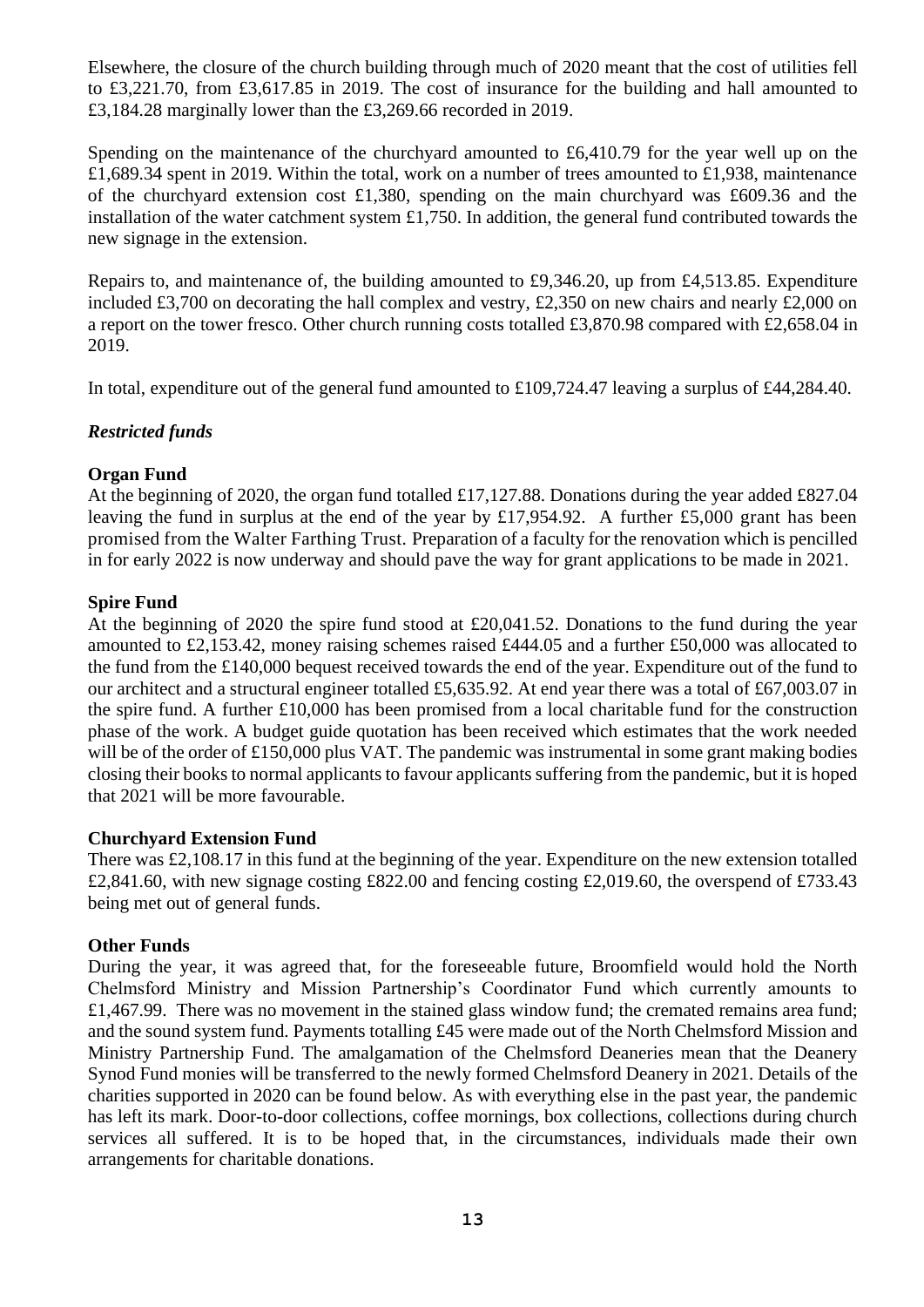Elsewhere, the closure of the church building through much of 2020 meant that the cost of utilities fell to £3,221.70, from £3,617.85 in 2019. The cost of insurance for the building and hall amounted to £3,184.28 marginally lower than the £3,269.66 recorded in 2019.

Spending on the maintenance of the churchyard amounted to £6,410.79 for the year well up on the £1,689.34 spent in 2019. Within the total, work on a number of trees amounted to £1,938, maintenance of the churchyard extension cost £1,380, spending on the main churchyard was £609.36 and the installation of the water catchment system £1,750. In addition, the general fund contributed towards the new signage in the extension.

Repairs to, and maintenance of, the building amounted to £9,346.20, up from £4,513.85. Expenditure included £3,700 on decorating the hall complex and vestry, £2,350 on new chairs and nearly £2,000 on a report on the tower fresco. Other church running costs totalled £3,870.98 compared with £2,658.04 in 2019.

In total, expenditure out of the general fund amounted to £109,724.47 leaving a surplus of £44,284.40.

### *Restricted funds*

**Organ Fund**

At the beginning of 2020, the organ fund totalled £17,127.88. Donations during the year added £827.04 leaving the fund in surplus at the end of the year by £17,954.92. A further £5,000 grant has been promised from the Walter Farthing Trust. Preparation of a faculty for the renovation which is pencilled in for early 2022 is now underway and should pave the way for grant applications to be made in 2021.

**Spire Fund**

At the beginning of 2020 the spire fund stood at £20,041.52. Donations to the fund during the year amounted to £2,153.42, money raising schemes raised £444.05 and a further £50,000 was allocated to the fund from the £140,000 bequest received towards the end of the year. Expenditure out of the fund to our architect and a structural engineer totalled £5,635.92. At end year there was a total of £67,003.07 in the spire fund. A further £10,000 has been promised from a local charitable fund for the construction phase of the work. A budget guide quotation has been received which estimates that the work needed will be of the order of £150,000 plus VAT. The pandemic was instrumental in some grant making bodies closing their books to normal applicants to favour applicants suffering from the pandemic, but it is hoped that 2021 will be more favourable.

**Churchyard Extension Fund**

There was £2,108.17 in this fund at the beginning of the year. Expenditure on the new extension totalled £2,841.60, with new signage costing £822.00 and fencing costing £2,019.60, the overspend of £733.43 being met out of general funds.

**Other Funds**

During the year, it was agreed that, for the foreseeable future, Broomfield would hold the North Chelmsford Ministry and Mission Partnership's Coordinator Fund which currently amounts to £1,467.99. There was no movement in the stained glass window fund; the cremated remains area fund; and the sound system fund. Payments totalling £45 were made out of the North Chelmsford Mission and Ministry Partnership Fund. The amalgamation of the Chelmsford Deaneries mean that the Deanery Synod Fund monies will be transferred to the newly formed Chelmsford Deanery in 2021. Details of the charities supported in 2020 can be found below. As with everything else in the past year, the pandemic has left its mark. Door-to-door collections, coffee mornings, box collections, collections during church services all suffered. It is to be hoped that, in the circumstances, individuals made their own arrangements for charitable donations.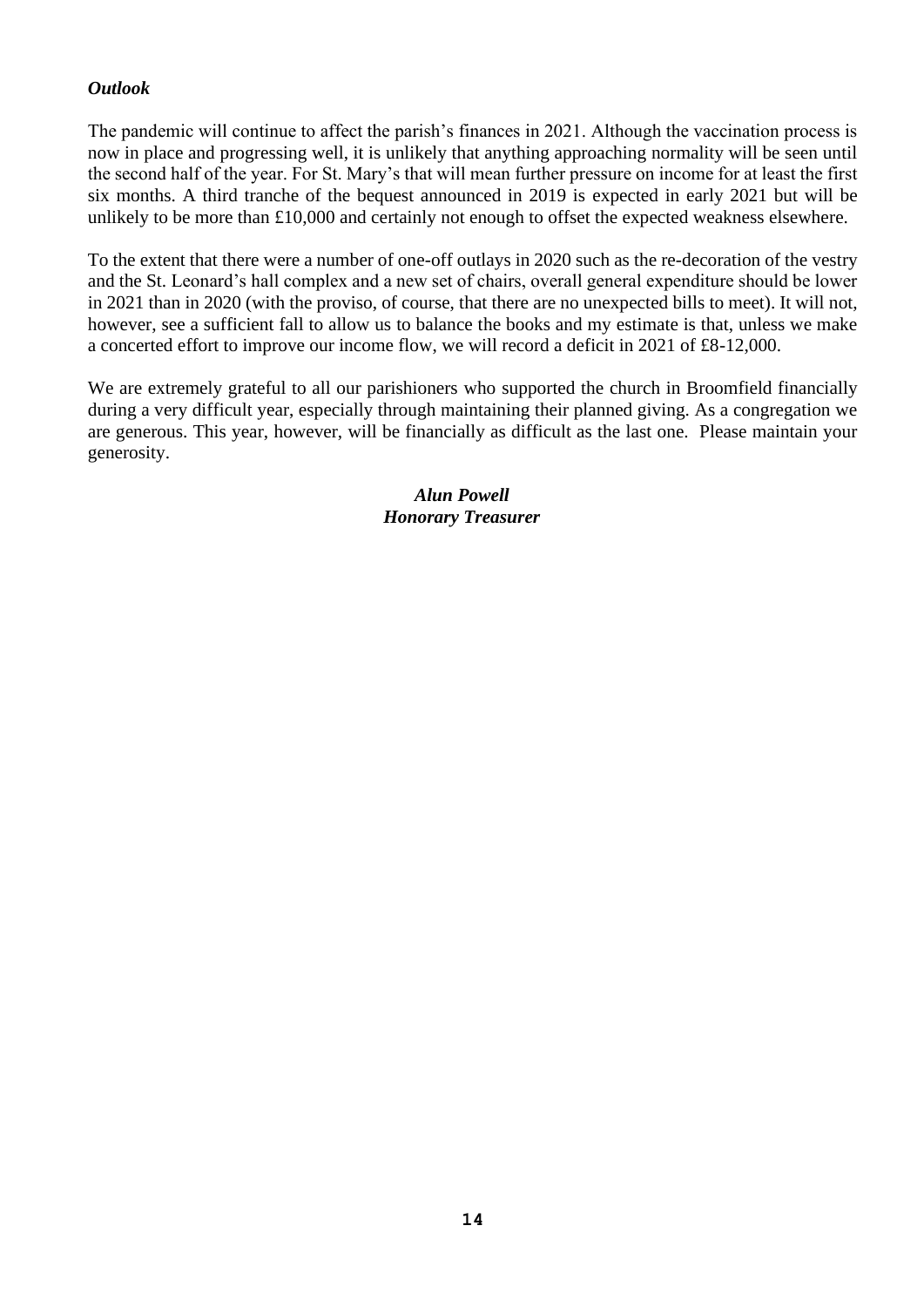***Outlook***

The pandemic will continue to affect the parish's finances in 2021. Although the vaccination process is now in place and progressing well, it is unlikely that anything approaching normality will be seen until the second half of the year. For St. Mary's that will mean further pressure on income for at least the first six months. A third tranche of the bequest announced in 2019 is expected in early 2021 but will be unlikely to be more than £10,000 and certainly not enough to offset the expected weakness elsewhere.

To the extent that there were a number of one-off outlays in 2020 such as the re-decoration of the vestry and the St. Leonard's hall complex and a new set of chairs, overall general expenditure should be lower in 2021 than in 2020 (with the proviso, of course, that there are no unexpected bills to meet). It will not, however, see a sufficient fall to allow us to balance the books and my estimate is that, unless we make a concerted effort to improve our income flow, we will record a deficit in 2021 of £8-12,000.

We are extremely grateful to all our parishioners who supported the church in Broomfield financially during a very difficult year, especially through maintaining their planned giving. As a congregation we are generous. This year, however, will be financially as difficult as the last one. Please maintain your generosity.

***Alun Powell***
***Honorary Treasurer***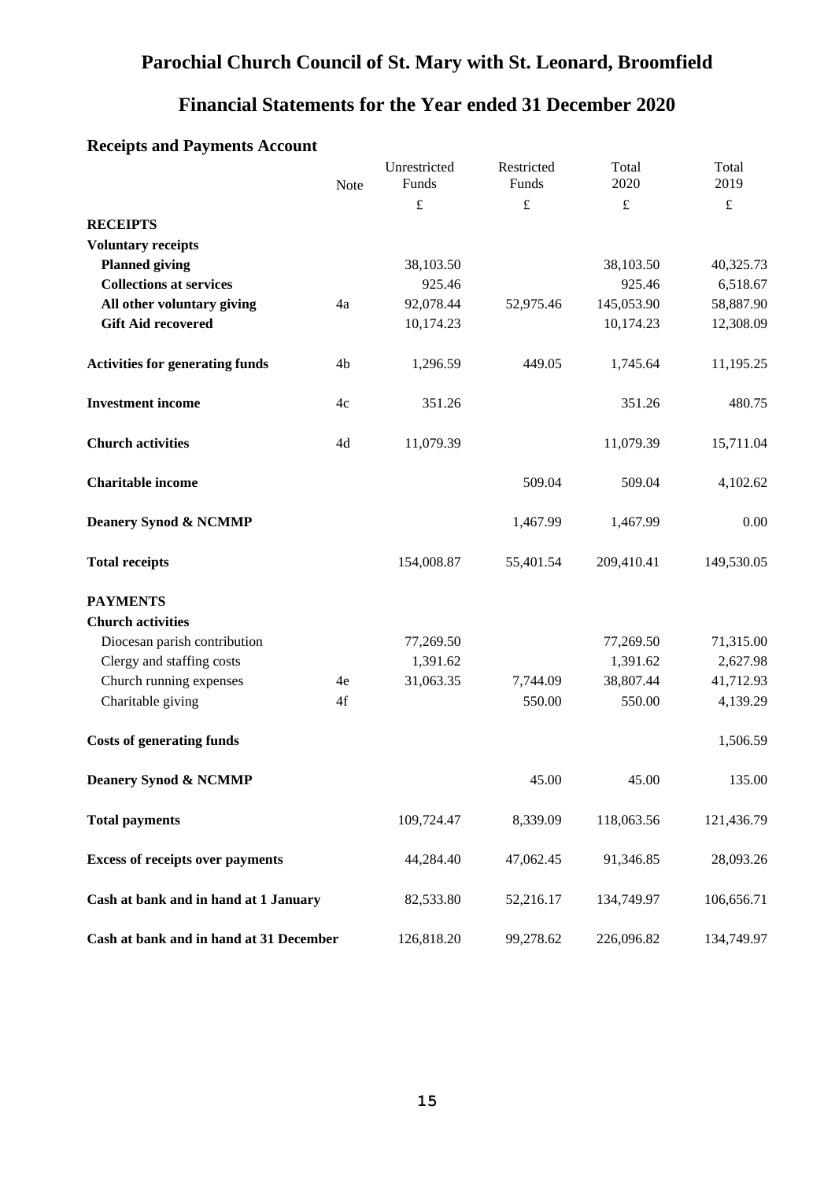# Parochial Church Council of St. Mary with St. Leonard, Broomfield

## Financial Statements for the Year ended 31 December 2020

### Receipts and Payments Account

| | Note | Unrestricted Funds | Restricted Funds | Total 2020 | Total 2019 |
|---|---|---|---|---|---|
| | | £ | £ | £ | £ |
| **RECEIPTS** | | | | | |
| **Voluntary receipts** | | | | | |
| **Planned giving** | | 38,103.50 | | 38,103.50 | 40,325.73 |
| **Collections at services** | | 925.46 | | 925.46 | 6,518.67 |
| **All other voluntary giving** | 4a | 92,078.44 | 52,975.46 | 145,053.90 | 58,887.90 |
| **Gift Aid recovered** | | 10,174.23 | | 10,174.23 | 12,308.09 |
| **Activities for generating funds** | 4b | 1,296.59 | 449.05 | 1,745.64 | 11,195.25 |
| **Investment income** | 4c | 351.26 | | 351.26 | 480.75 |
| **Church activities** | 4d | 11,079.39 | | 11,079.39 | 15,711.04 |
| **Charitable income** | | | 509.04 | 509.04 | 4,102.62 |
| **Deanery Synod & NCMMP** | | | 1,467.99 | 1,467.99 | 0.00 |
| **Total receipts** | | 154,008.87 | 55,401.54 | 209,410.41 | 149,530.05 |
| **PAYMENTS** | | | | | |
| **Church activities** | | | | | |
| Diocesan parish contribution | | 77,269.50 | | 77,269.50 | 71,315.00 |
| Clergy and staffing costs | | 1,391.62 | | 1,391.62 | 2,627.98 |
| Church running expenses | 4e | 31,063.35 | 7,744.09 | 38,807.44 | 41,712.93 |
| Charitable giving | 4f | | 550.00 | 550.00 | 4,139.29 |
| **Costs of generating funds** | | | | | 1,506.59 |
| **Deanery Synod & NCMMP** | | | 45.00 | 45.00 | 135.00 |
| **Total payments** | | 109,724.47 | 8,339.09 | 118,063.56 | 121,436.79 |
| **Excess of receipts over payments** | | 44,284.40 | 47,062.45 | 91,346.85 | 28,093.26 |
| **Cash at bank and in hand at 1 January** | | 82,533.80 | 52,216.17 | 134,749.97 | 106,656.71 |
| **Cash at bank and in hand at 31 December** | | 126,818.20 | 99,278.62 | 226,096.82 | 134,749.97 |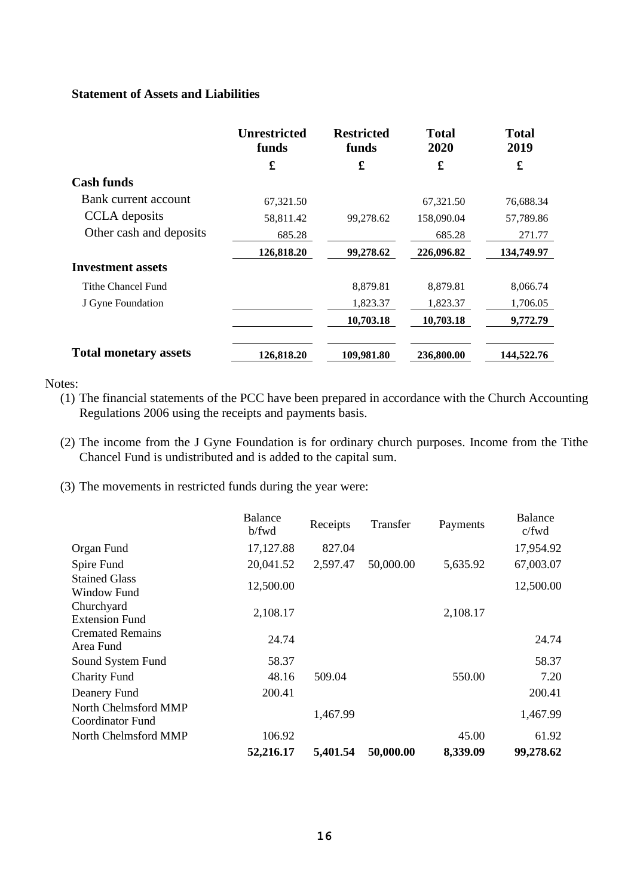**Statement of Assets and Liabilities**

| | Unrestricted funds | Restricted funds | Total 2020 | Total 2019 |
|---|---|---|---|---|
| | £ | £ | £ | £ |
| **Cash funds** | | | | |
| Bank current account | 67,321.50 | | 67,321.50 | 76,688.34 |
| CCLA deposits | 58,811.42 | 99,278.62 | 158,090.04 | 57,789.86 |
| Other cash and deposits | 685.28 | | 685.28 | 271.77 |
| | **126,818.20** | **99,278.62** | **226,096.82** | **134,749.97** |
| **Investment assets** | | | | |
| Tithe Chancel Fund | | 8,879.81 | 8,879.81 | 8,066.74 |
| J Gyne Foundation | | 1,823.37 | 1,823.37 | 1,706.05 |
| | | **10,703.18** | **10,703.18** | **9,772.79** |
| **Total monetary assets** | **126,818.20** | **109,981.80** | **236,800.00** | **144,522.76** |

Notes:

1. The financial statements of the PCC have been prepared in accordance with the Church Accounting Regulations 2006 using the receipts and payments basis.
2. The income from the J Gyne Foundation is for ordinary church purposes. Income from the Tithe Chancel Fund is undistributed and is added to the capital sum.
3. The movements in restricted funds during the year were:

| | Balance b/fwd | Receipts | Transfer | Payments | Balance c/fwd |
|---|---|---|---|---|---|
| Organ Fund | 17,127.88 | 827.04 | | | 17,954.92 |
| Spire Fund | 20,041.52 | 2,597.47 | 50,000.00 | 5,635.92 | 67,003.07 |
| Stained Glass Window Fund | 12,500.00 | | | | 12,500.00 |
| Churchyard Extension Fund | 2,108.17 | | | 2,108.17 | |
| Cremated Remains Area Fund | 24.74 | | | | 24.74 |
| Sound System Fund | 58.37 | | | | 58.37 |
| Charity Fund | 48.16 | 509.04 | | 550.00 | 7.20 |
| Deanery Fund | 200.41 | | | | 200.41 |
| North Chelmsford MMP Coordinator Fund | | 1,467.99 | | | 1,467.99 |
| North Chelmsford MMP | 106.92 | | | 45.00 | 61.92 |
| | **52,216.17** | **5,401.54** | **50,000.00** | **8,339.09** | **99,278.62** |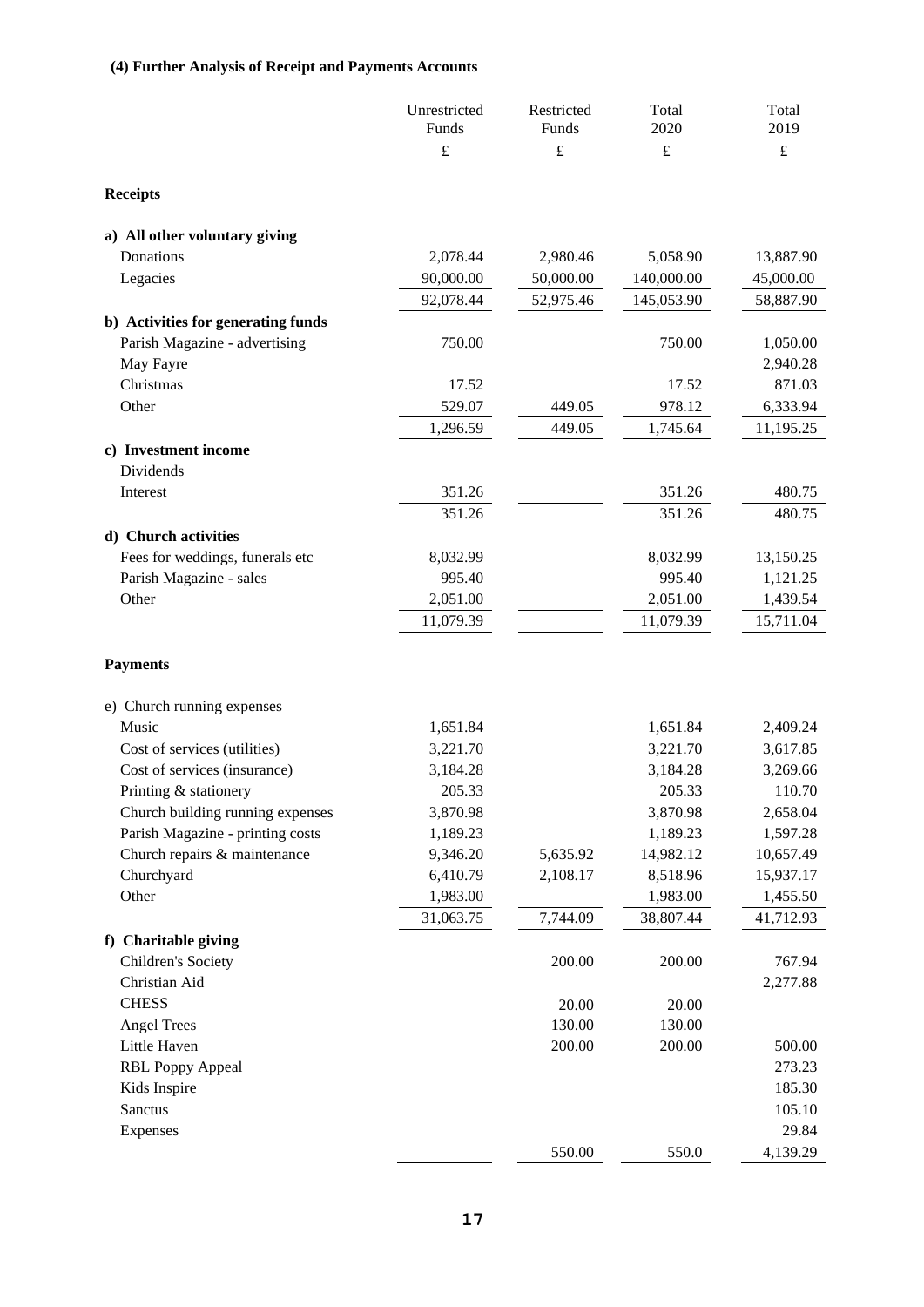**(4) Further Analysis of Receipt and Payments Accounts**

| | Unrestricted Funds | Restricted Funds | Total 2020 | Total 2019 |
|---|---|---|---|---|
| | £ | £ | £ | £ |
| **Receipts** | | | | |
| **a) All other voluntary giving** | | | | |
| Donations | 2,078.44 | 2,980.46 | 5,058.90 | 13,887.90 |
| Legacies | 90,000.00 | 50,000.00 | 140,000.00 | 45,000.00 |
| | 92,078.44 | 52,975.46 | 145,053.90 | 58,887.90 |
| **b) Activities for generating funds** | | | | |
| Parish Magazine - advertising | 750.00 | | 750.00 | 1,050.00 |
| May Fayre | | | | 2,940.28 |
| Christmas | 17.52 | | 17.52 | 871.03 |
| Other | 529.07 | 449.05 | 978.12 | 6,333.94 |
| | 1,296.59 | 449.05 | 1,745.64 | 11,195.25 |
| **c) Investment income** | | | | |
| Dividends | | | | |
| Interest | 351.26 | | 351.26 | 480.75 |
| | 351.26 | | 351.26 | 480.75 |
| **d) Church activities** | | | | |
| Fees for weddings, funerals etc | 8,032.99 | | 8,032.99 | 13,150.25 |
| Parish Magazine - sales | 995.40 | | 995.40 | 1,121.25 |
| Other | 2,051.00 | | 2,051.00 | 1,439.54 |
| | 11,079.39 | | 11,079.39 | 15,711.04 |
| **Payments** | | | | |
| e) Church running expenses | | | | |
| Music | 1,651.84 | | 1,651.84 | 2,409.24 |
| Cost of services (utilities) | 3,221.70 | | 3,221.70 | 3,617.85 |
| Cost of services (insurance) | 3,184.28 | | 3,184.28 | 3,269.66 |
| Printing & stationery | 205.33 | | 205.33 | 110.70 |
| Church building running expenses | 3,870.98 | | 3,870.98 | 2,658.04 |
| Parish Magazine - printing costs | 1,189.23 | | 1,189.23 | 1,597.28 |
| Church repairs & maintenance | 9,346.20 | 5,635.92 | 14,982.12 | 10,657.49 |
| Churchyard | 6,410.79 | 2,108.17 | 8,518.96 | 15,937.17 |
| Other | 1,983.00 | | 1,983.00 | 1,455.50 |
| | 31,063.75 | 7,744.09 | 38,807.44 | 41,712.93 |
| **f) Charitable giving** | | | | |
| Children's Society | | 200.00 | 200.00 | 767.94 |
| Christian Aid | | | | 2,277.88 |
| CHESS | | 20.00 | 20.00 | |
| Angel Trees | | 130.00 | 130.00 | |
| Little Haven | | 200.00 | 200.00 | 500.00 |
| RBL Poppy Appeal | | | | 273.23 |
| Kids Inspire | | | | 185.30 |
| Sanctus | | | | 105.10 |
| Expenses | | | | 29.84 |
| | | 550.00 | 550.0 | 4,139.29 |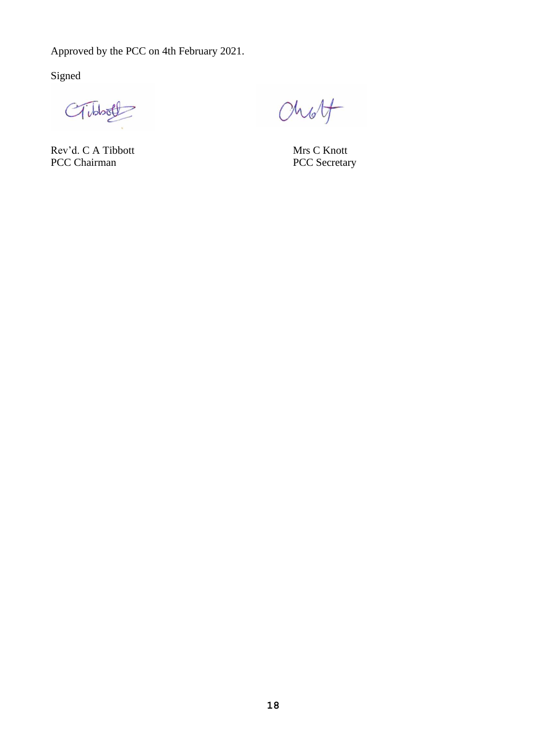Approved by the PCC on 4th February 2021.

Signed

| Rev'd. C A Tibbott | Mrs C Knott |
| --- | --- |
| PCC Chairman | PCC Secretary |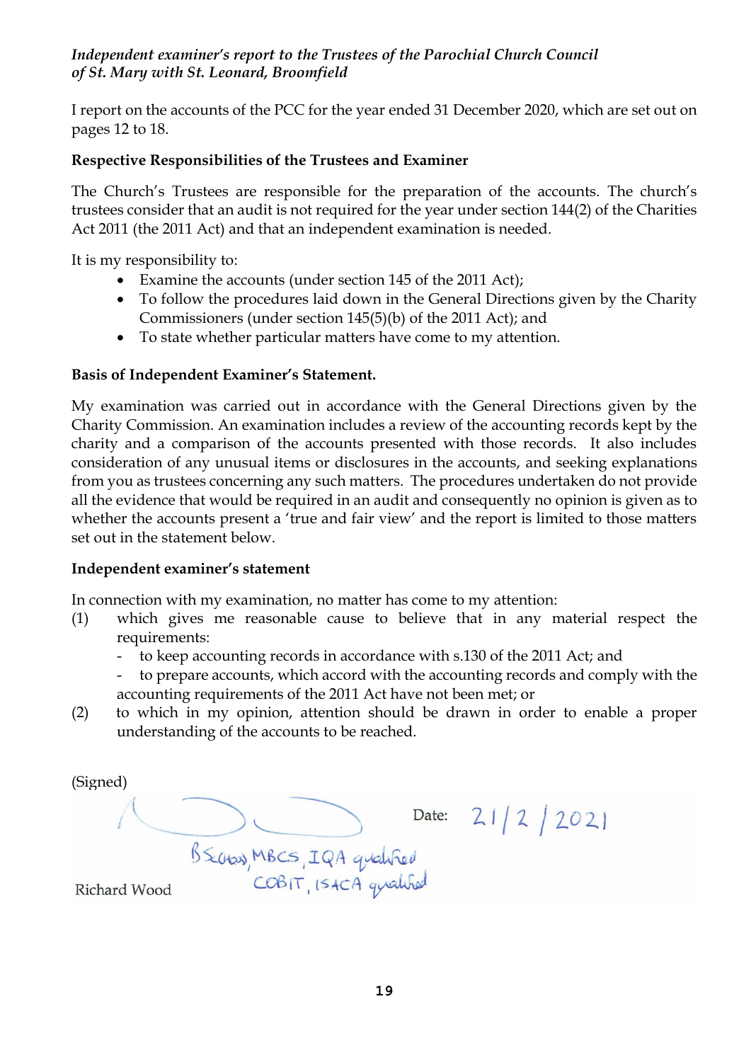*Independent examiner's report to the Trustees of the Parochial Church Council of St. Mary with St. Leonard, Broomfield*

I report on the accounts of the PCC for the year ended 31 December 2020, which are set out on pages 12 to 18.

**Respective Responsibilities of the Trustees and Examiner**

The Church's Trustees are responsible for the preparation of the accounts. The church's trustees consider that an audit is not required for the year under section 144(2) of the Charities Act 2011 (the 2011 Act) and that an independent examination is needed.

It is my responsibility to:

- Examine the accounts (under section 145 of the 2011 Act);
- To follow the procedures laid down in the General Directions given by the Charity Commissioners (under section 145(5)(b) of the 2011 Act); and
- To state whether particular matters have come to my attention.

**Basis of Independent Examiner's Statement.**

My examination was carried out in accordance with the General Directions given by the Charity Commission. An examination includes a review of the accounting records kept by the charity and a comparison of the accounts presented with those records. It also includes consideration of any unusual items or disclosures in the accounts, and seeking explanations from you as trustees concerning any such matters. The procedures undertaken do not provide all the evidence that would be required in an audit and consequently no opinion is given as to whether the accounts present a 'true and fair view' and the report is limited to those matters set out in the statement below.

**Independent examiner's statement**

In connection with my examination, no matter has come to my attention:

(1) which gives me reasonable cause to believe that in any material respect the requirements:
   - to keep accounting records in accordance with s.130 of the 2011 Act; and
   - to prepare accounts, which accord with the accounting records and comply with the accounting requirements of the 2011 Act have not been met; or

(2) to which in my opinion, attention should be drawn in order to enable a proper understanding of the accounts to be reached.

(Signed)

Date: 21/2/2021

BSc(Hons), MBCS, IQA qualified
COBIT, ISACA qualified

Richard Wood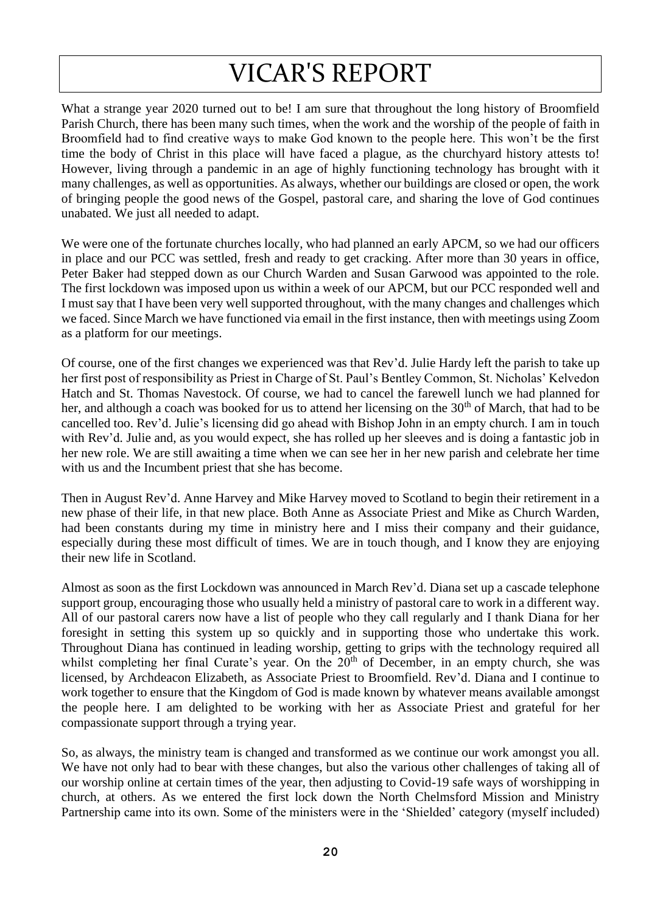# VICAR'S REPORT

What a strange year 2020 turned out to be! I am sure that throughout the long history of Broomfield Parish Church, there has been many such times, when the work and the worship of the people of faith in Broomfield had to find creative ways to make God known to the people here. This won't be the first time the body of Christ in this place will have faced a plague, as the churchyard history attests to! However, living through a pandemic in an age of highly functioning technology has brought with it many challenges, as well as opportunities. As always, whether our buildings are closed or open, the work of bringing people the good news of the Gospel, pastoral care, and sharing the love of God continues unabated. We just all needed to adapt.

We were one of the fortunate churches locally, who had planned an early APCM, so we had our officers in place and our PCC was settled, fresh and ready to get cracking. After more than 30 years in office, Peter Baker had stepped down as our Church Warden and Susan Garwood was appointed to the role. The first lockdown was imposed upon us within a week of our APCM, but our PCC responded well and I must say that I have been very well supported throughout, with the many changes and challenges which we faced. Since March we have functioned via email in the first instance, then with meetings using Zoom as a platform for our meetings.

Of course, one of the first changes we experienced was that Rev'd. Julie Hardy left the parish to take up her first post of responsibility as Priest in Charge of St. Paul's Bentley Common, St. Nicholas' Kelvedon Hatch and St. Thomas Navestock. Of course, we had to cancel the farewell lunch we had planned for her, and although a coach was booked for us to attend her licensing on the 30th of March, that had to be cancelled too. Rev'd. Julie's licensing did go ahead with Bishop John in an empty church. I am in touch with Rev'd. Julie and, as you would expect, she has rolled up her sleeves and is doing a fantastic job in her new role. We are still awaiting a time when we can see her in her new parish and celebrate her time with us and the Incumbent priest that she has become.

Then in August Rev'd. Anne Harvey and Mike Harvey moved to Scotland to begin their retirement in a new phase of their life, in that new place. Both Anne as Associate Priest and Mike as Church Warden, had been constants during my time in ministry here and I miss their company and their guidance, especially during these most difficult of times. We are in touch though, and I know they are enjoying their new life in Scotland.

Almost as soon as the first Lockdown was announced in March Rev'd. Diana set up a cascade telephone support group, encouraging those who usually held a ministry of pastoral care to work in a different way. All of our pastoral carers now have a list of people who they call regularly and I thank Diana for her foresight in setting this system up so quickly and in supporting those who undertake this work. Throughout Diana has continued in leading worship, getting to grips with the technology required all whilst completing her final Curate's year. On the 20th of December, in an empty church, she was licensed, by Archdeacon Elizabeth, as Associate Priest to Broomfield. Rev'd. Diana and I continue to work together to ensure that the Kingdom of God is made known by whatever means available amongst the people here. I am delighted to be working with her as Associate Priest and grateful for her compassionate support through a trying year.

So, as always, the ministry team is changed and transformed as we continue our work amongst you all. We have not only had to bear with these changes, but also the various other challenges of taking all of our worship online at certain times of the year, then adjusting to Covid-19 safe ways of worshipping in church, at others. As we entered the first lock down the North Chelmsford Mission and Ministry Partnership came into its own. Some of the ministers were in the 'Shielded' category (myself included)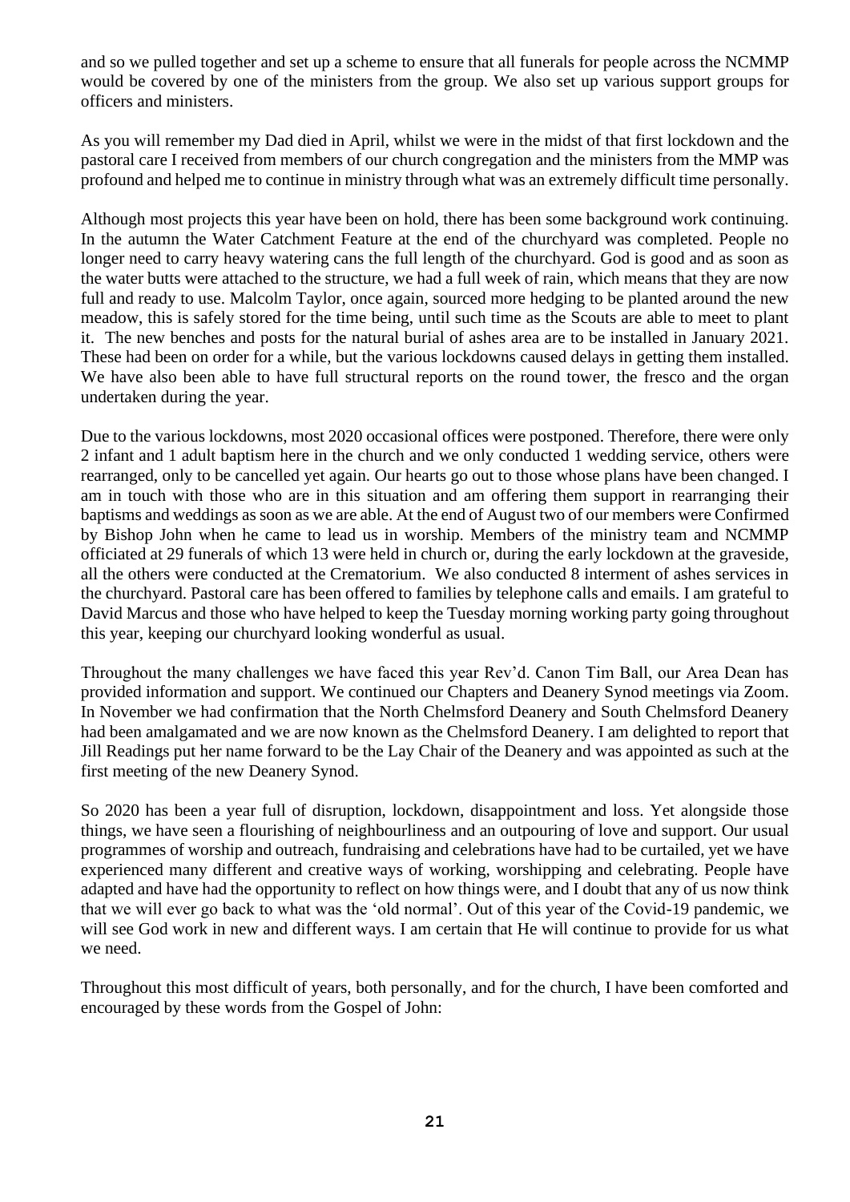and so we pulled together and set up a scheme to ensure that all funerals for people across the NCMMP would be covered by one of the ministers from the group. We also set up various support groups for officers and ministers.

As you will remember my Dad died in April, whilst we were in the midst of that first lockdown and the pastoral care I received from members of our church congregation and the ministers from the MMP was profound and helped me to continue in ministry through what was an extremely difficult time personally.

Although most projects this year have been on hold, there has been some background work continuing. In the autumn the Water Catchment Feature at the end of the churchyard was completed. People no longer need to carry heavy watering cans the full length of the churchyard. God is good and as soon as the water butts were attached to the structure, we had a full week of rain, which means that they are now full and ready to use. Malcolm Taylor, once again, sourced more hedging to be planted around the new meadow, this is safely stored for the time being, until such time as the Scouts are able to meet to plant it. The new benches and posts for the natural burial of ashes area are to be installed in January 2021. These had been on order for a while, but the various lockdowns caused delays in getting them installed. We have also been able to have full structural reports on the round tower, the fresco and the organ undertaken during the year.

Due to the various lockdowns, most 2020 occasional offices were postponed. Therefore, there were only 2 infant and 1 adult baptism here in the church and we only conducted 1 wedding service, others were rearranged, only to be cancelled yet again. Our hearts go out to those whose plans have been changed. I am in touch with those who are in this situation and am offering them support in rearranging their baptisms and weddings as soon as we are able. At the end of August two of our members were Confirmed by Bishop John when he came to lead us in worship. Members of the ministry team and NCMMP officiated at 29 funerals of which 13 were held in church or, during the early lockdown at the graveside, all the others were conducted at the Crematorium. We also conducted 8 interment of ashes services in the churchyard. Pastoral care has been offered to families by telephone calls and emails. I am grateful to David Marcus and those who have helped to keep the Tuesday morning working party going throughout this year, keeping our churchyard looking wonderful as usual.

Throughout the many challenges we have faced this year Rev'd. Canon Tim Ball, our Area Dean has provided information and support. We continued our Chapters and Deanery Synod meetings via Zoom. In November we had confirmation that the North Chelmsford Deanery and South Chelmsford Deanery had been amalgamated and we are now known as the Chelmsford Deanery. I am delighted to report that Jill Readings put her name forward to be the Lay Chair of the Deanery and was appointed as such at the first meeting of the new Deanery Synod.

So 2020 has been a year full of disruption, lockdown, disappointment and loss. Yet alongside those things, we have seen a flourishing of neighbourliness and an outpouring of love and support. Our usual programmes of worship and outreach, fundraising and celebrations have had to be curtailed, yet we have experienced many different and creative ways of working, worshipping and celebrating. People have adapted and have had the opportunity to reflect on how things were, and I doubt that any of us now think that we will ever go back to what was the 'old normal'. Out of this year of the Covid-19 pandemic, we will see God work in new and different ways. I am certain that He will continue to provide for us what we need.

Throughout this most difficult of years, both personally, and for the church, I have been comforted and encouraged by these words from the Gospel of John: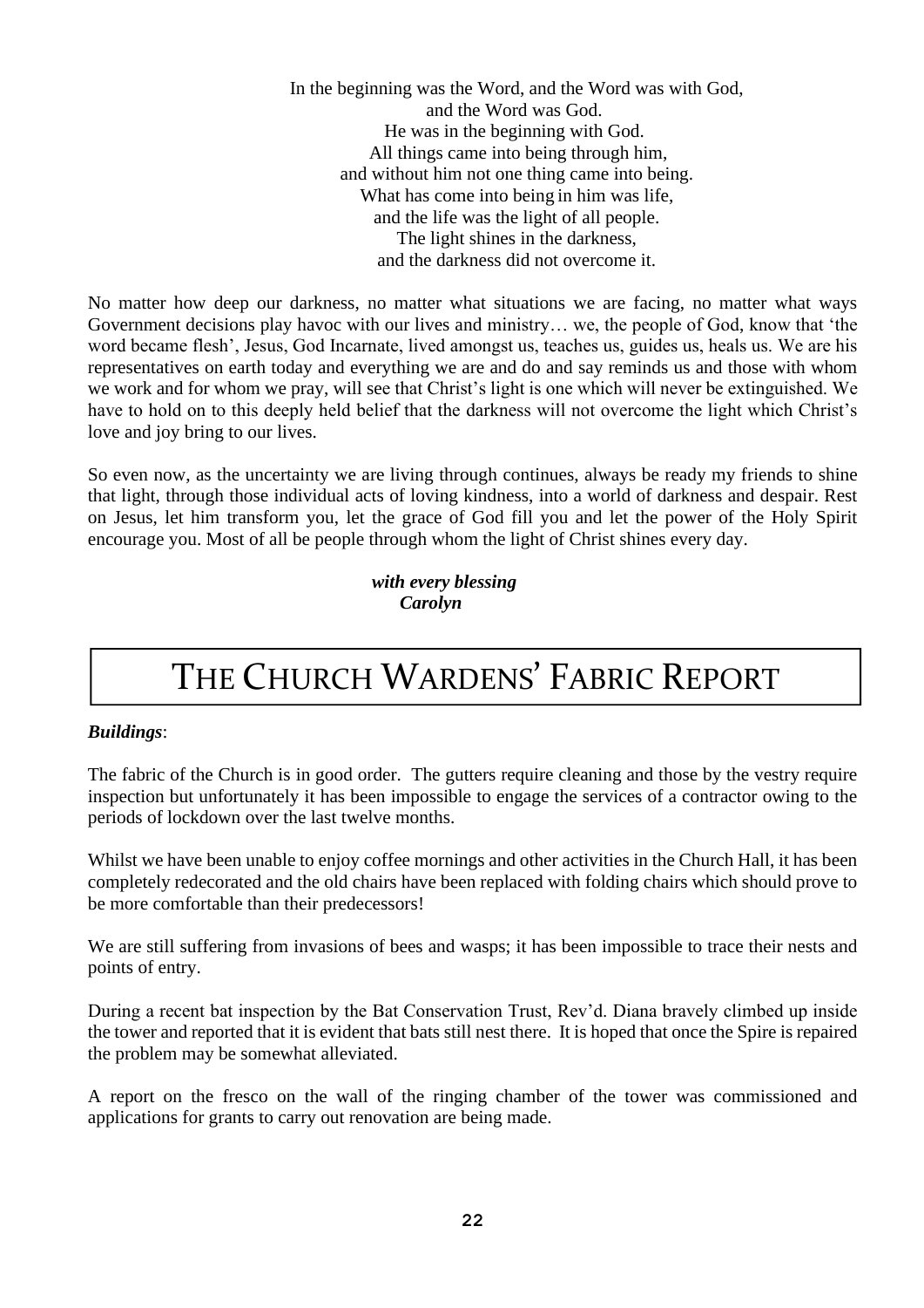In the beginning was the Word, and the Word was with God,
and the Word was God.
He was in the beginning with God.
All things came into being through him,
and without him not one thing came into being.
What has come into being in him was life,
and the life was the light of all people.
The light shines in the darkness,
and the darkness did not overcome it.

No matter how deep our darkness, no matter what situations we are facing, no matter what ways Government decisions play havoc with our lives and ministry… we, the people of God, know that 'the word became flesh', Jesus, God Incarnate, lived amongst us, teaches us, guides us, heals us. We are his representatives on earth today and everything we are and do and say reminds us and those with whom we work and for whom we pray, will see that Christ's light is one which will never be extinguished. We have to hold on to this deeply held belief that the darkness will not overcome the light which Christ's love and joy bring to our lives.

So even now, as the uncertainty we are living through continues, always be ready my friends to shine that light, through those individual acts of loving kindness, into a world of darkness and despair. Rest on Jesus, let him transform you, let the grace of God fill you and let the power of the Holy Spirit encourage you. Most of all be people through whom the light of Christ shines every day.

***with every blessing***
***Carolyn***

# THE CHURCH WARDENS' FABRIC REPORT

***Buildings***:

The fabric of the Church is in good order. The gutters require cleaning and those by the vestry require inspection but unfortunately it has been impossible to engage the services of a contractor owing to the periods of lockdown over the last twelve months.

Whilst we have been unable to enjoy coffee mornings and other activities in the Church Hall, it has been completely redecorated and the old chairs have been replaced with folding chairs which should prove to be more comfortable than their predecessors!

We are still suffering from invasions of bees and wasps; it has been impossible to trace their nests and points of entry.

During a recent bat inspection by the Bat Conservation Trust, Rev'd. Diana bravely climbed up inside the tower and reported that it is evident that bats still nest there. It is hoped that once the Spire is repaired the problem may be somewhat alleviated.

A report on the fresco on the wall of the ringing chamber of the tower was commissioned and applications for grants to carry out renovation are being made.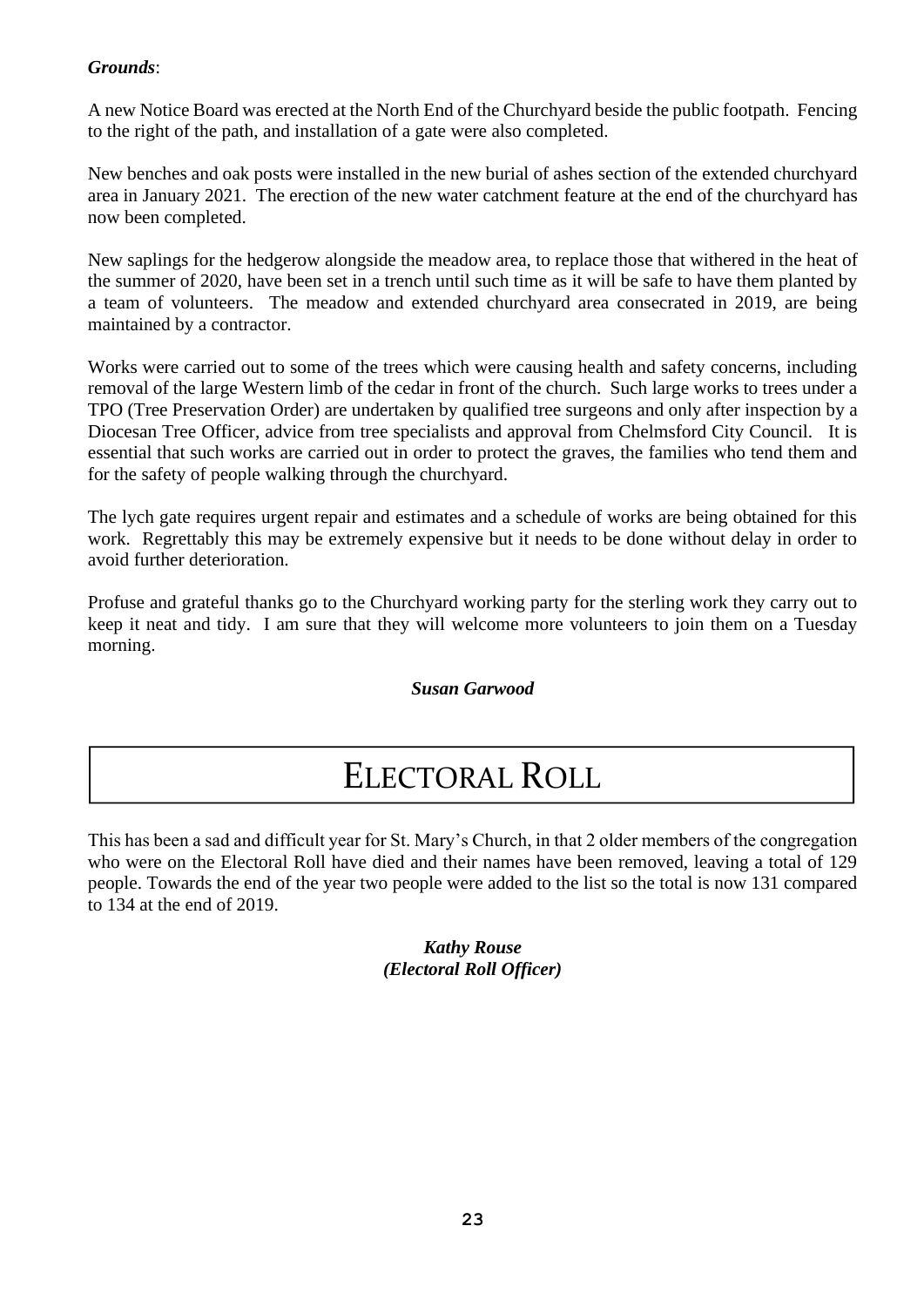***Grounds***:

A new Notice Board was erected at the North End of the Churchyard beside the public footpath. Fencing to the right of the path, and installation of a gate were also completed.

New benches and oak posts were installed in the new burial of ashes section of the extended churchyard area in January 2021. The erection of the new water catchment feature at the end of the churchyard has now been completed.

New saplings for the hedgerow alongside the meadow area, to replace those that withered in the heat of the summer of 2020, have been set in a trench until such time as it will be safe to have them planted by a team of volunteers. The meadow and extended churchyard area consecrated in 2019, are being maintained by a contractor.

Works were carried out to some of the trees which were causing health and safety concerns, including removal of the large Western limb of the cedar in front of the church. Such large works to trees under a TPO (Tree Preservation Order) are undertaken by qualified tree surgeons and only after inspection by a Diocesan Tree Officer, advice from tree specialists and approval from Chelmsford City Council. It is essential that such works are carried out in order to protect the graves, the families who tend them and for the safety of people walking through the churchyard.

The lych gate requires urgent repair and estimates and a schedule of works are being obtained for this work. Regrettably this may be extremely expensive but it needs to be done without delay in order to avoid further deterioration.

Profuse and grateful thanks go to the Churchyard working party for the sterling work they carry out to keep it neat and tidy. I am sure that they will welcome more volunteers to join them on a Tuesday morning.

***Susan Garwood***

# ELECTORAL ROLL

This has been a sad and difficult year for St. Mary's Church, in that 2 older members of the congregation who were on the Electoral Roll have died and their names have been removed, leaving a total of 129 people. Towards the end of the year two people were added to the list so the total is now 131 compared to 134 at the end of 2019.

***Kathy Rouse***
***(Electoral Roll Officer)***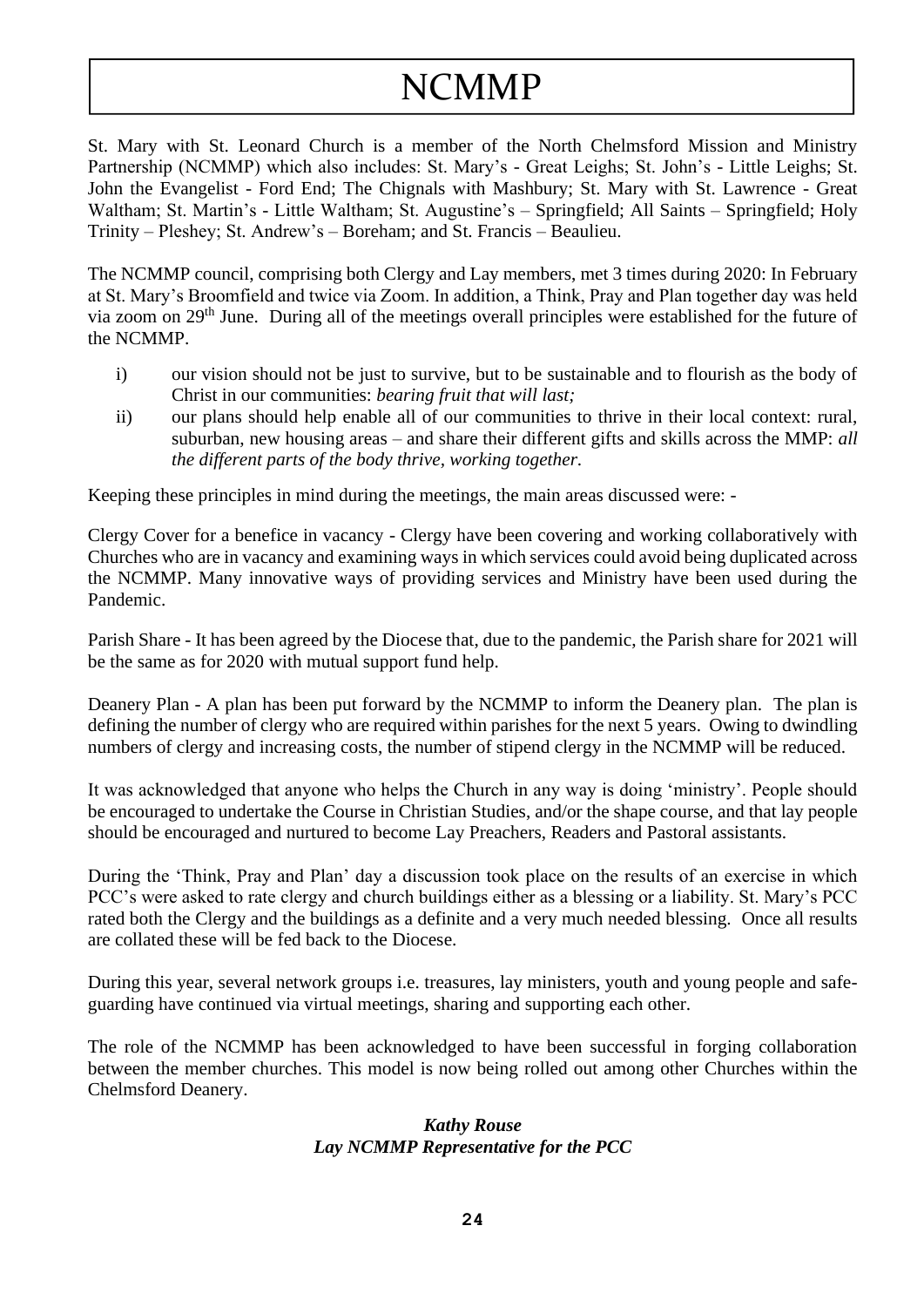# NCMMP

St. Mary with St. Leonard Church is a member of the North Chelmsford Mission and Ministry Partnership (NCMMP) which also includes: St. Mary's - Great Leighs; St. John's - Little Leighs; St. John the Evangelist - Ford End; The Chignals with Mashbury; St. Mary with St. Lawrence - Great Waltham; St. Martin's - Little Waltham; St. Augustine's – Springfield; All Saints – Springfield; Holy Trinity – Pleshey; St. Andrew's – Boreham; and St. Francis – Beaulieu.

The NCMMP council, comprising both Clergy and Lay members, met 3 times during 2020: In February at St. Mary's Broomfield and twice via Zoom. In addition, a Think, Pray and Plan together day was held via zoom on 29th June. During all of the meetings overall principles were established for the future of the NCMMP.

i) our vision should not be just to survive, but to be sustainable and to flourish as the body of Christ in our communities: *bearing fruit that will last;*
ii) our plans should help enable all of our communities to thrive in their local context: rural, suburban, new housing areas – and share their different gifts and skills across the MMP: *all the different parts of the body thrive, working together.*

Keeping these principles in mind during the meetings, the main areas discussed were: -

Clergy Cover for a benefice in vacancy - Clergy have been covering and working collaboratively with Churches who are in vacancy and examining ways in which services could avoid being duplicated across the NCMMP. Many innovative ways of providing services and Ministry have been used during the Pandemic.

Parish Share - It has been agreed by the Diocese that, due to the pandemic, the Parish share for 2021 will be the same as for 2020 with mutual support fund help.

Deanery Plan - A plan has been put forward by the NCMMP to inform the Deanery plan. The plan is defining the number of clergy who are required within parishes for the next 5 years. Owing to dwindling numbers of clergy and increasing costs, the number of stipend clergy in the NCMMP will be reduced.

It was acknowledged that anyone who helps the Church in any way is doing 'ministry'. People should be encouraged to undertake the Course in Christian Studies, and/or the shape course, and that lay people should be encouraged and nurtured to become Lay Preachers, Readers and Pastoral assistants.

During the 'Think, Pray and Plan' day a discussion took place on the results of an exercise in which PCC's were asked to rate clergy and church buildings either as a blessing or a liability. St. Mary's PCC rated both the Clergy and the buildings as a definite and a very much needed blessing. Once all results are collated these will be fed back to the Diocese.

During this year, several network groups i.e. treasures, lay ministers, youth and young people and safe-guarding have continued via virtual meetings, sharing and supporting each other.

The role of the NCMMP has been acknowledged to have been successful in forging collaboration between the member churches. This model is now being rolled out among other Churches within the Chelmsford Deanery.

***Kathy Rouse***
***Lay NCMMP Representative for the PCC***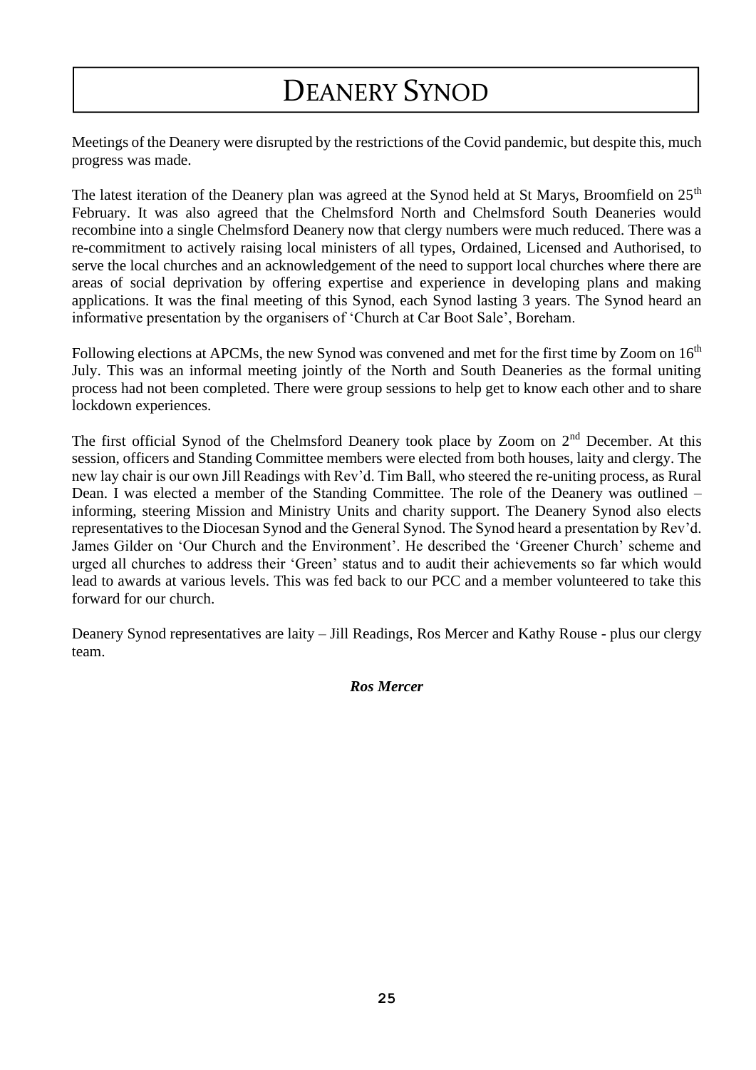# Deanery Synod

Meetings of the Deanery were disrupted by the restrictions of the Covid pandemic, but despite this, much progress was made.

The latest iteration of the Deanery plan was agreed at the Synod held at St Marys, Broomfield on 25th February. It was also agreed that the Chelmsford North and Chelmsford South Deaneries would recombine into a single Chelmsford Deanery now that clergy numbers were much reduced. There was a re-commitment to actively raising local ministers of all types, Ordained, Licensed and Authorised, to serve the local churches and an acknowledgement of the need to support local churches where there are areas of social deprivation by offering expertise and experience in developing plans and making applications. It was the final meeting of this Synod, each Synod lasting 3 years. The Synod heard an informative presentation by the organisers of 'Church at Car Boot Sale', Boreham.

Following elections at APCMs, the new Synod was convened and met for the first time by Zoom on 16th July. This was an informal meeting jointly of the North and South Deaneries as the formal uniting process had not been completed. There were group sessions to help get to know each other and to share lockdown experiences.

The first official Synod of the Chelmsford Deanery took place by Zoom on 2nd December. At this session, officers and Standing Committee members were elected from both houses, laity and clergy. The new lay chair is our own Jill Readings with Rev'd. Tim Ball, who steered the re-uniting process, as Rural Dean. I was elected a member of the Standing Committee. The role of the Deanery was outlined – informing, steering Mission and Ministry Units and charity support. The Deanery Synod also elects representatives to the Diocesan Synod and the General Synod. The Synod heard a presentation by Rev'd. James Gilder on 'Our Church and the Environment'. He described the 'Greener Church' scheme and urged all churches to address their 'Green' status and to audit their achievements so far which would lead to awards at various levels. This was fed back to our PCC and a member volunteered to take this forward for our church.

Deanery Synod representatives are laity – Jill Readings, Ros Mercer and Kathy Rouse - plus our clergy team.

***Ros Mercer***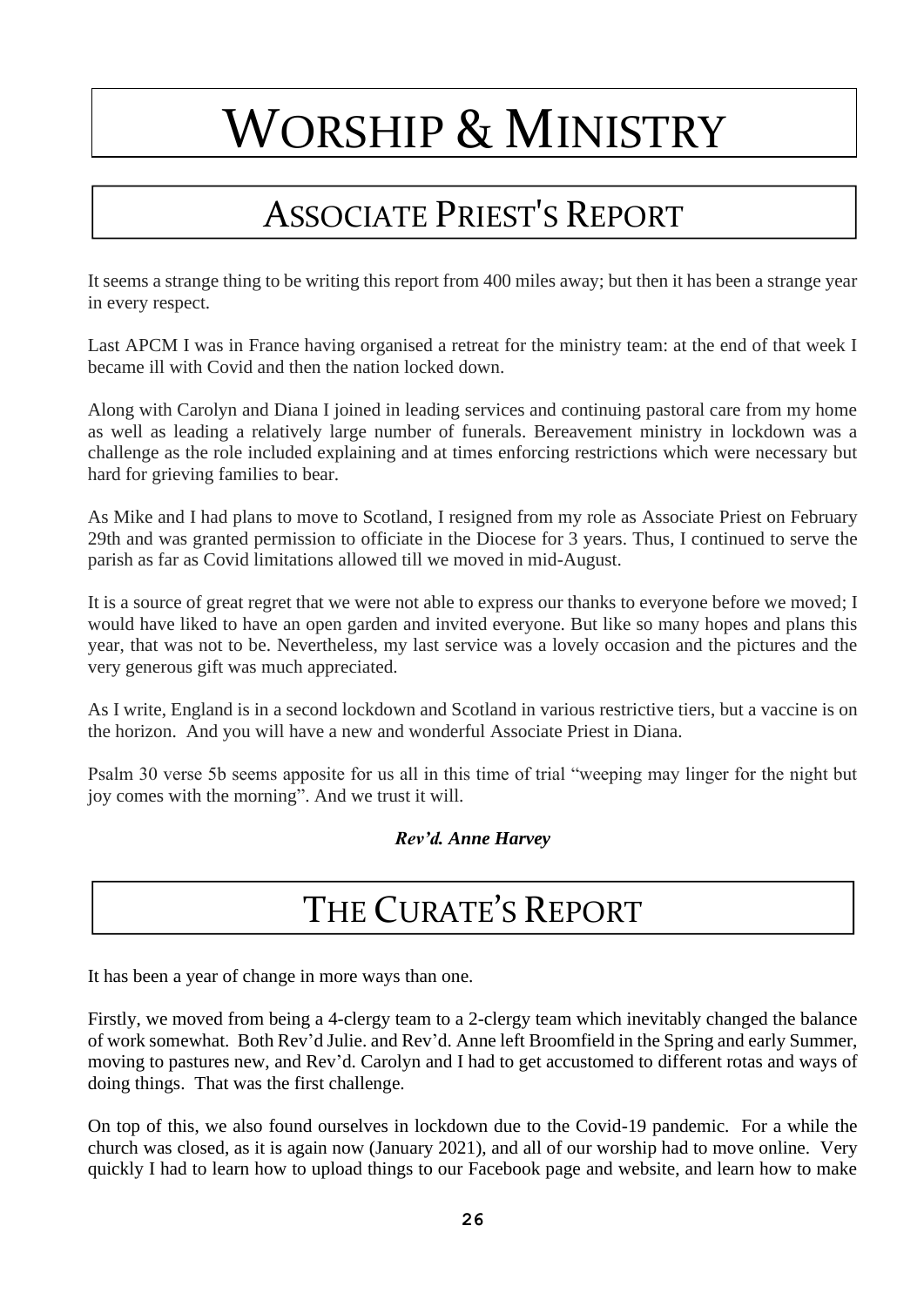# Worship & Ministry

## Associate Priest's Report

It seems a strange thing to be writing this report from 400 miles away; but then it has been a strange year in every respect.

Last APCM I was in France having organised a retreat for the ministry team: at the end of that week I became ill with Covid and then the nation locked down.

Along with Carolyn and Diana I joined in leading services and continuing pastoral care from my home as well as leading a relatively large number of funerals. Bereavement ministry in lockdown was a challenge as the role included explaining and at times enforcing restrictions which were necessary but hard for grieving families to bear.

As Mike and I had plans to move to Scotland, I resigned from my role as Associate Priest on February 29th and was granted permission to officiate in the Diocese for 3 years. Thus, I continued to serve the parish as far as Covid limitations allowed till we moved in mid-August.

It is a source of great regret that we were not able to express our thanks to everyone before we moved; I would have liked to have an open garden and invited everyone. But like so many hopes and plans this year, that was not to be. Nevertheless, my last service was a lovely occasion and the pictures and the very generous gift was much appreciated.

As I write, England is in a second lockdown and Scotland in various restrictive tiers, but a vaccine is on the horizon. And you will have a new and wonderful Associate Priest in Diana.

Psalm 30 verse 5b seems apposite for us all in this time of trial "weeping may linger for the night but joy comes with the morning". And we trust it will.

***Rev'd. Anne Harvey***

## The Curate's Report

It has been a year of change in more ways than one.

Firstly, we moved from being a 4-clergy team to a 2-clergy team which inevitably changed the balance of work somewhat. Both Rev'd Julie. and Rev'd. Anne left Broomfield in the Spring and early Summer, moving to pastures new, and Rev'd. Carolyn and I had to get accustomed to different rotas and ways of doing things. That was the first challenge.

On top of this, we also found ourselves in lockdown due to the Covid-19 pandemic. For a while the church was closed, as it is again now (January 2021), and all of our worship had to move online. Very quickly I had to learn how to upload things to our Facebook page and website, and learn how to make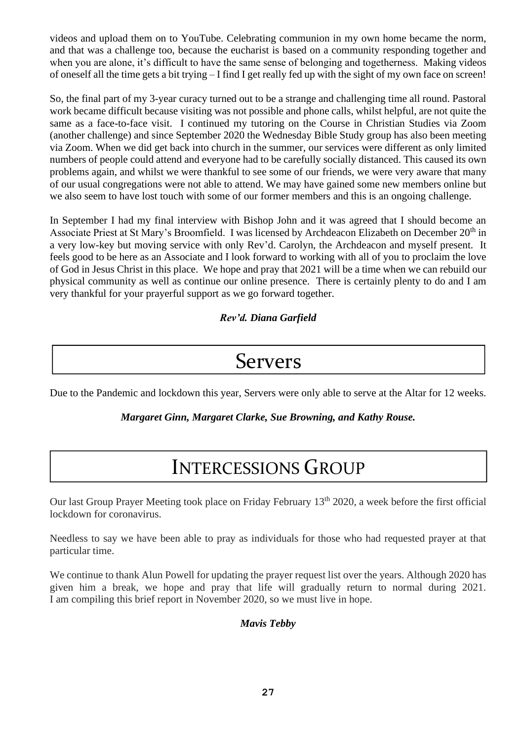videos and upload them on to YouTube. Celebrating communion in my own home became the norm, and that was a challenge too, because the eucharist is based on a community responding together and when you are alone, it's difficult to have the same sense of belonging and togetherness. Making videos of oneself all the time gets a bit trying – I find I get really fed up with the sight of my own face on screen!

So, the final part of my 3-year curacy turned out to be a strange and challenging time all round. Pastoral work became difficult because visiting was not possible and phone calls, whilst helpful, are not quite the same as a face-to-face visit. I continued my tutoring on the Course in Christian Studies via Zoom (another challenge) and since September 2020 the Wednesday Bible Study group has also been meeting via Zoom. When we did get back into church in the summer, our services were different as only limited numbers of people could attend and everyone had to be carefully socially distanced. This caused its own problems again, and whilst we were thankful to see some of our friends, we were very aware that many of our usual congregations were not able to attend. We may have gained some new members online but we also seem to have lost touch with some of our former members and this is an ongoing challenge.

In September I had my final interview with Bishop John and it was agreed that I should become an Associate Priest at St Mary's Broomfield. I was licensed by Archdeacon Elizabeth on December 20th in a very low-key but moving service with only Rev'd. Carolyn, the Archdeacon and myself present. It feels good to be here as an Associate and I look forward to working with all of you to proclaim the love of God in Jesus Christ in this place. We hope and pray that 2021 will be a time when we can rebuild our physical community as well as continue our online presence. There is certainly plenty to do and I am very thankful for your prayerful support as we go forward together.

***Rev'd. Diana Garfield***

# Servers

Due to the Pandemic and lockdown this year, Servers were only able to serve at the Altar for 12 weeks.

***Margaret Ginn, Margaret Clarke, Sue Browning, and Kathy Rouse.***

# Intercessions Group

Our last Group Prayer Meeting took place on Friday February 13th 2020, a week before the first official lockdown for coronavirus.

Needless to say we have been able to pray as individuals for those who had requested prayer at that particular time.

We continue to thank Alun Powell for updating the prayer request list over the years. Although 2020 has given him a break, we hope and pray that life will gradually return to normal during 2021. I am compiling this brief report in November 2020, so we must live in hope.

***Mavis Tebby***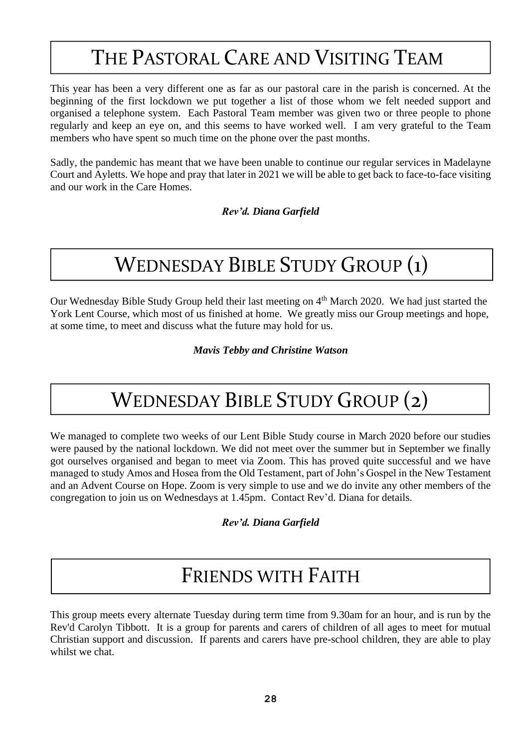# THE PASTORAL CARE AND VISITING TEAM

This year has been a very different one as far as our pastoral care in the parish is concerned. At the beginning of the first lockdown we put together a list of those whom we felt needed support and organised a telephone system. Each Pastoral Team member was given two or three people to phone regularly and keep an eye on, and this seems to have worked well. I am very grateful to the Team members who have spent so much time on the phone over the past months.

Sadly, the pandemic has meant that we have been unable to continue our regular services in Madelayne Court and Ayletts. We hope and pray that later in 2021 we will be able to get back to face-to-face visiting and our work in the Care Homes.

***Rev'd. Diana Garfield***

# WEDNESDAY BIBLE STUDY GROUP (1)

Our Wednesday Bible Study Group held their last meeting on 4th March 2020. We had just started the York Lent Course, which most of us finished at home. We greatly miss our Group meetings and hope, at some time, to meet and discuss what the future may hold for us.

***Mavis Tebby and Christine Watson***

# WEDNESDAY BIBLE STUDY GROUP (2)

We managed to complete two weeks of our Lent Bible Study course in March 2020 before our studies were paused by the national lockdown. We did not meet over the summer but in September we finally got ourselves organised and began to meet via Zoom. This has proved quite successful and we have managed to study Amos and Hosea from the Old Testament, part of John's Gospel in the New Testament and an Advent Course on Hope. Zoom is very simple to use and we do invite any other members of the congregation to join us on Wednesdays at 1.45pm. Contact Rev'd. Diana for details.

***Rev'd. Diana Garfield***

# FRIENDS WITH FAITH

This group meets every alternate Tuesday during term time from 9.30am for an hour, and is run by the Rev'd Carolyn Tibbott. It is a group for parents and carers of children of all ages to meet for mutual Christian support and discussion. If parents and carers have pre-school children, they are able to play whilst we chat.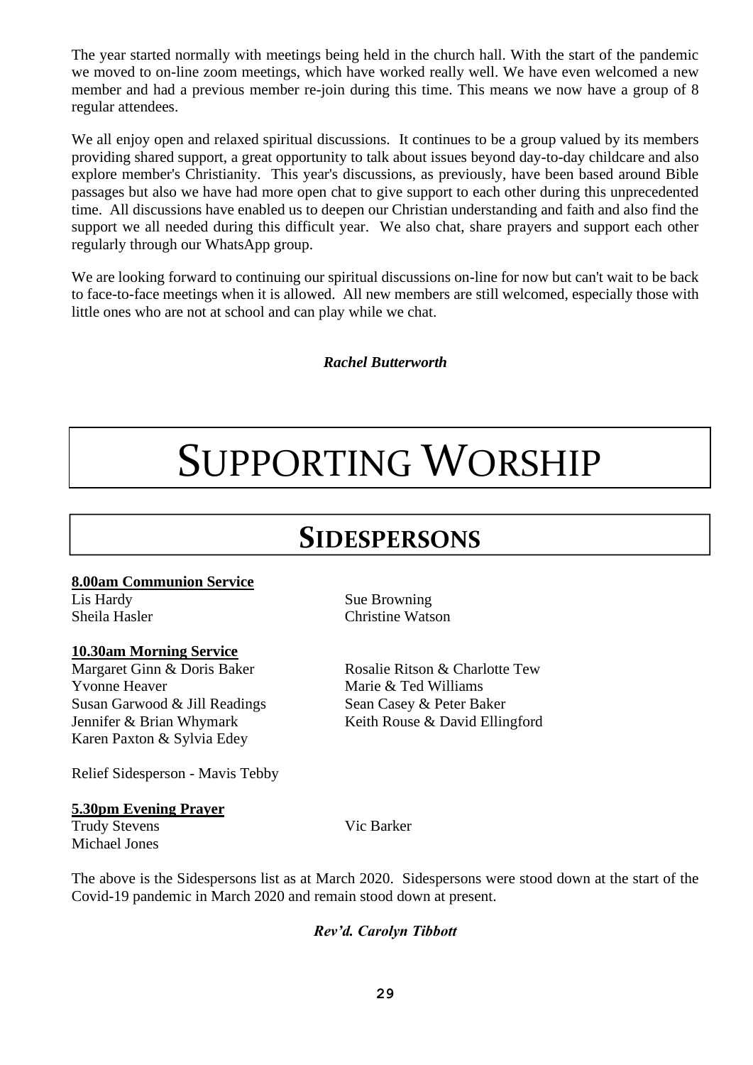The year started normally with meetings being held in the church hall. With the start of the pandemic we moved to on-line zoom meetings, which have worked really well. We have even welcomed a new member and had a previous member re-join during this time. This means we now have a group of 8 regular attendees.

We all enjoy open and relaxed spiritual discussions. It continues to be a group valued by its members providing shared support, a great opportunity to talk about issues beyond day-to-day childcare and also explore member's Christianity. This year's discussions, as previously, have been based around Bible passages but also we have had more open chat to give support to each other during this unprecedented time. All discussions have enabled us to deepen our Christian understanding and faith and also find the support we all needed during this difficult year. We also chat, share prayers and support each other regularly through our WhatsApp group.

We are looking forward to continuing our spiritual discussions on-line for now but can't wait to be back to face-to-face meetings when it is allowed. All new members are still welcomed, especially those with little ones who are not at school and can play while we chat.

***Rachel Butterworth***

# SUPPORTING WORSHIP

## SIDESPERSONS

**8.00am Communion Service**

Lis Hardy
Sheila Hasler
Sue Browning
Christine Watson

**10.30am Morning Service**

Margaret Ginn & Doris Baker
Yvonne Heaver
Susan Garwood & Jill Readings
Jennifer & Brian Whymark
Karen Paxton & Sylvia Edey
Rosalie Ritson & Charlotte Tew
Marie & Ted Williams
Sean Casey & Peter Baker
Keith Rouse & David Ellingford

Relief Sidesperson - Mavis Tebby

**5.30pm Evening Prayer**

Trudy Stevens
Michael Jones
Vic Barker

The above is the Sidespersons list as at March 2020. Sidespersons were stood down at the start of the Covid-19 pandemic in March 2020 and remain stood down at present.

***Rev'd. Carolyn Tibbott***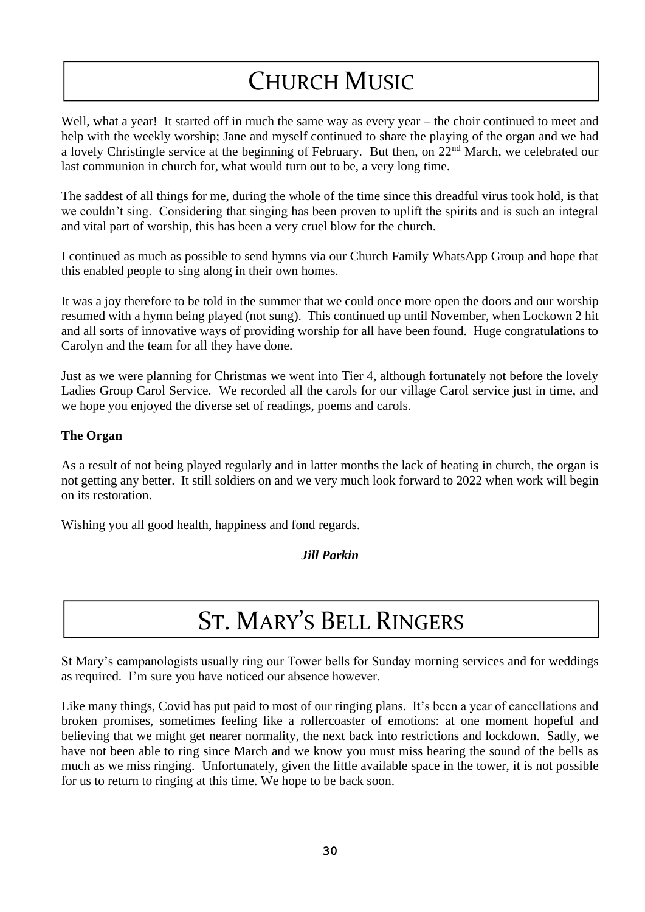# CHURCH MUSIC

Well, what a year! It started off in much the same way as every year – the choir continued to meet and help with the weekly worship; Jane and myself continued to share the playing of the organ and we had a lovely Christingle service at the beginning of February. But then, on 22nd March, we celebrated our last communion in church for, what would turn out to be, a very long time.

The saddest of all things for me, during the whole of the time since this dreadful virus took hold, is that we couldn't sing. Considering that singing has been proven to uplift the spirits and is such an integral and vital part of worship, this has been a very cruel blow for the church.

I continued as much as possible to send hymns via our Church Family WhatsApp Group and hope that this enabled people to sing along in their own homes.

It was a joy therefore to be told in the summer that we could once more open the doors and our worship resumed with a hymn being played (not sung). This continued up until November, when Lockown 2 hit and all sorts of innovative ways of providing worship for all have been found. Huge congratulations to Carolyn and the team for all they have done.

Just as we were planning for Christmas we went into Tier 4, although fortunately not before the lovely Ladies Group Carol Service. We recorded all the carols for our village Carol service just in time, and we hope you enjoyed the diverse set of readings, poems and carols.

**The Organ**

As a result of not being played regularly and in latter months the lack of heating in church, the organ is not getting any better. It still soldiers on and we very much look forward to 2022 when work will begin on its restoration.

Wishing you all good health, happiness and fond regards.

***Jill Parkin***

# ST. MARY'S BELL RINGERS

St Mary's campanologists usually ring our Tower bells for Sunday morning services and for weddings as required. I'm sure you have noticed our absence however.

Like many things, Covid has put paid to most of our ringing plans. It's been a year of cancellations and broken promises, sometimes feeling like a rollercoaster of emotions: at one moment hopeful and believing that we might get nearer normality, the next back into restrictions and lockdown. Sadly, we have not been able to ring since March and we know you must miss hearing the sound of the bells as much as we miss ringing. Unfortunately, given the little available space in the tower, it is not possible for us to return to ringing at this time. We hope to be back soon.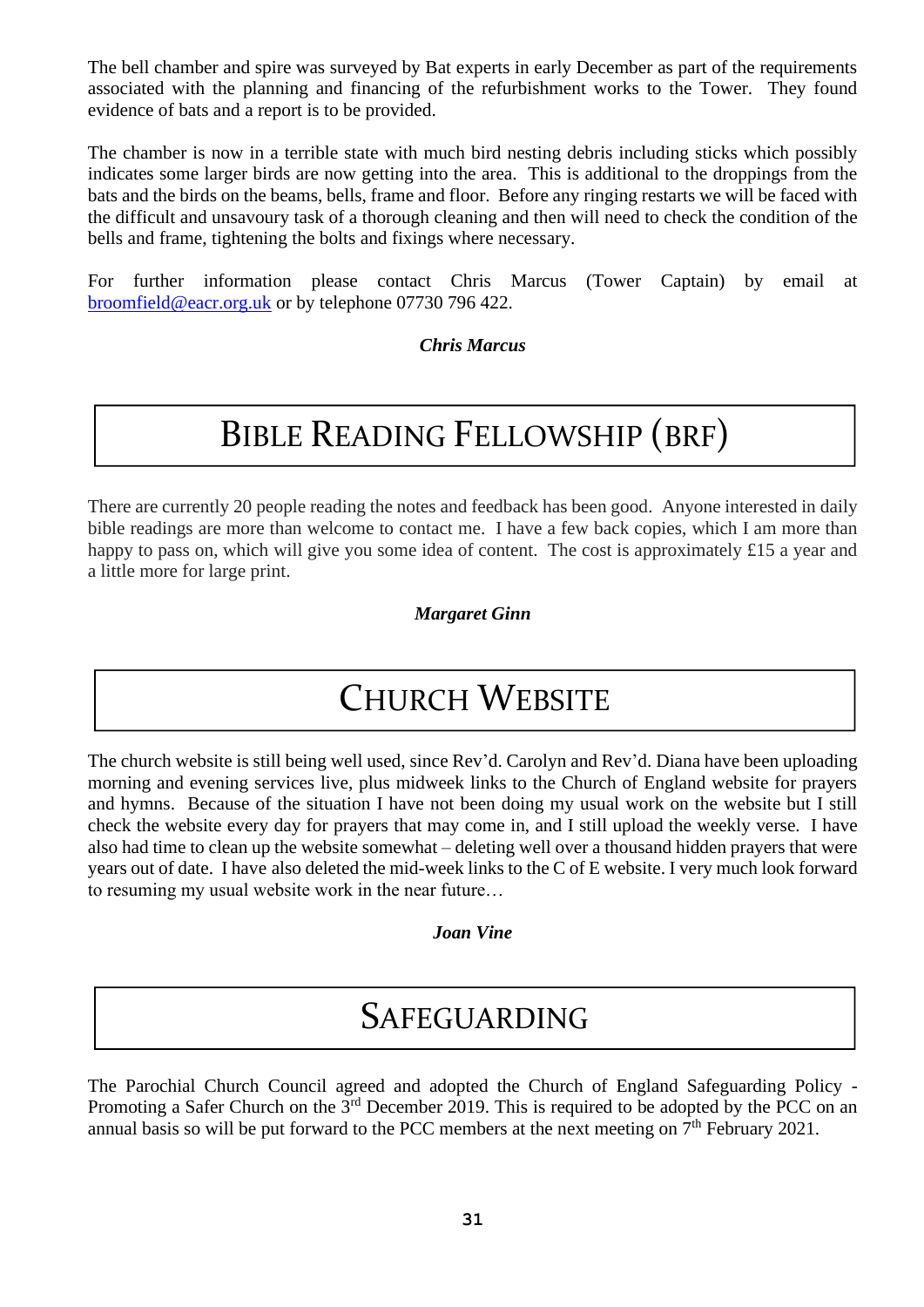The bell chamber and spire was surveyed by Bat experts in early December as part of the requirements associated with the planning and financing of the refurbishment works to the Tower. They found evidence of bats and a report is to be provided.

The chamber is now in a terrible state with much bird nesting debris including sticks which possibly indicates some larger birds are now getting into the area. This is additional to the droppings from the bats and the birds on the beams, bells, frame and floor. Before any ringing restarts we will be faced with the difficult and unsavoury task of a thorough cleaning and then will need to check the condition of the bells and frame, tightening the bolts and fixings where necessary.

For further information please contact Chris Marcus (Tower Captain) by email at broomfield@eacr.org.uk or by telephone 07730 796 422.

***Chris Marcus***

# Bible Reading Fellowship (BRF)

There are currently 20 people reading the notes and feedback has been good. Anyone interested in daily bible readings are more than welcome to contact me. I have a few back copies, which I am more than happy to pass on, which will give you some idea of content. The cost is approximately £15 a year and a little more for large print.

***Margaret Ginn***

# Church Website

The church website is still being well used, since Rev'd. Carolyn and Rev'd. Diana have been uploading morning and evening services live, plus midweek links to the Church of England website for prayers and hymns. Because of the situation I have not been doing my usual work on the website but I still check the website every day for prayers that may come in, and I still upload the weekly verse. I have also had time to clean up the website somewhat – deleting well over a thousand hidden prayers that were years out of date. I have also deleted the mid-week links to the C of E website. I very much look forward to resuming my usual website work in the near future…

***Joan Vine***

# Safeguarding

The Parochial Church Council agreed and adopted the Church of England Safeguarding Policy - Promoting a Safer Church on the 3rd December 2019. This is required to be adopted by the PCC on an annual basis so will be put forward to the PCC members at the next meeting on 7th February 2021.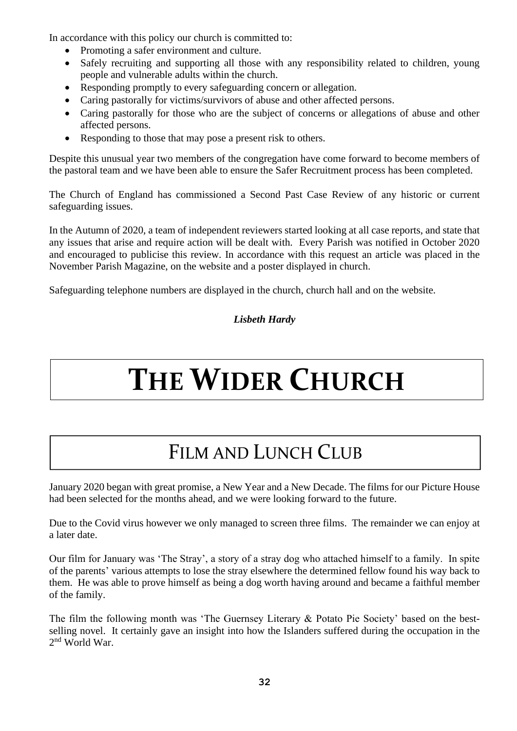In accordance with this policy our church is committed to:

- Promoting a safer environment and culture.
- Safely recruiting and supporting all those with any responsibility related to children, young people and vulnerable adults within the church.
- Responding promptly to every safeguarding concern or allegation.
- Caring pastorally for victims/survivors of abuse and other affected persons.
- Caring pastorally for those who are the subject of concerns or allegations of abuse and other affected persons.
- Responding to those that may pose a present risk to others.

Despite this unusual year two members of the congregation have come forward to become members of the pastoral team and we have been able to ensure the Safer Recruitment process has been completed.

The Church of England has commissioned a Second Past Case Review of any historic or current safeguarding issues.

In the Autumn of 2020, a team of independent reviewers started looking at all case reports, and state that any issues that arise and require action will be dealt with. Every Parish was notified in October 2020 and encouraged to publicise this review. In accordance with this request an article was placed in the November Parish Magazine, on the website and a poster displayed in church.

Safeguarding telephone numbers are displayed in the church, church hall and on the website.

***Lisbeth Hardy***

# THE WIDER CHURCH

## FILM AND LUNCH CLUB

January 2020 began with great promise, a New Year and a New Decade. The films for our Picture House had been selected for the months ahead, and we were looking forward to the future.

Due to the Covid virus however we only managed to screen three films. The remainder we can enjoy at a later date.

Our film for January was 'The Stray', a story of a stray dog who attached himself to a family. In spite of the parents' various attempts to lose the stray elsewhere the determined fellow found his way back to them. He was able to prove himself as being a dog worth having around and became a faithful member of the family.

The film the following month was 'The Guernsey Literary & Potato Pie Society' based on the best-selling novel. It certainly gave an insight into how the Islanders suffered during the occupation in the 2nd World War.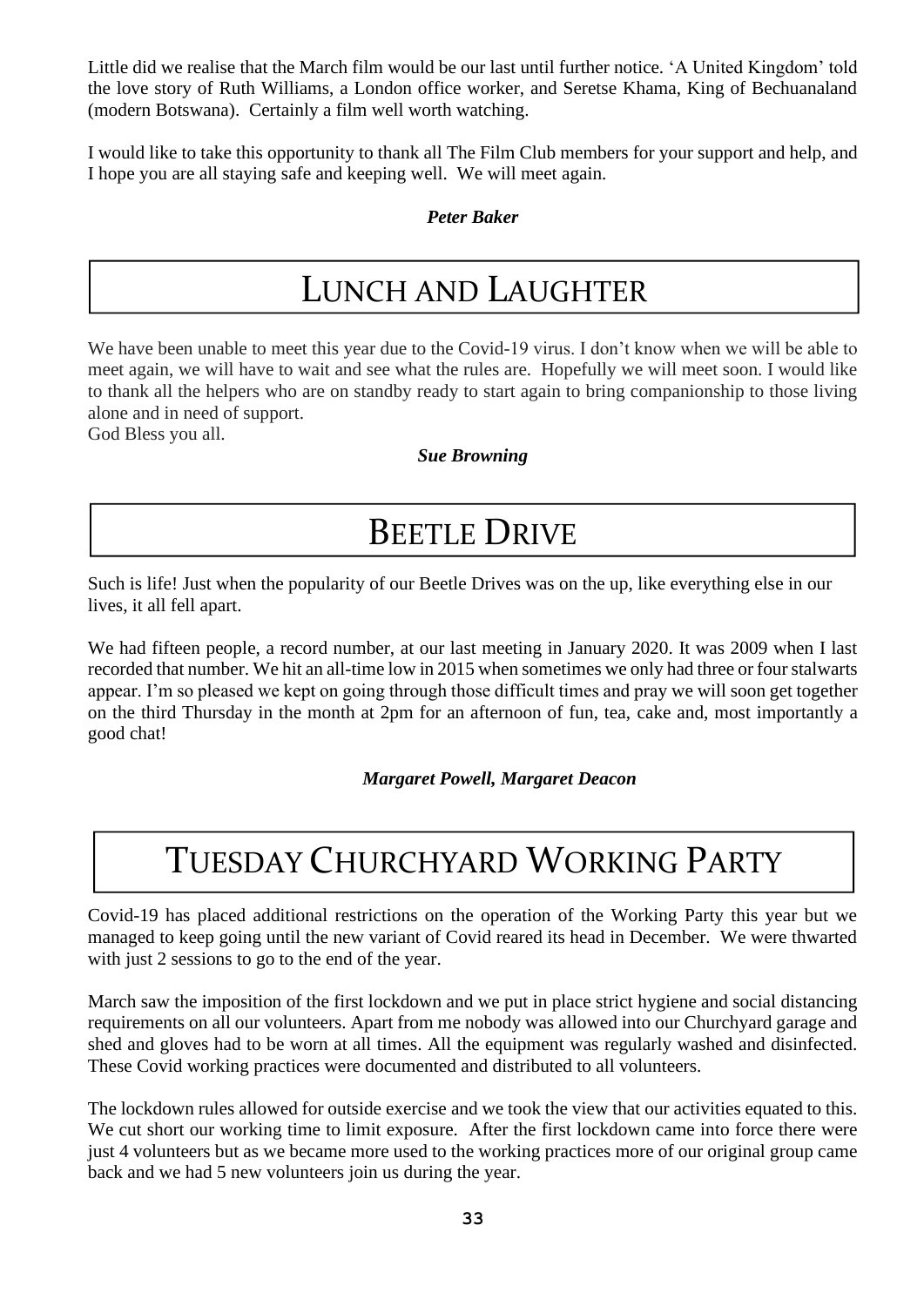Little did we realise that the March film would be our last until further notice. 'A United Kingdom' told the love story of Ruth Williams, a London office worker, and Seretse Khama, King of Bechuanaland (modern Botswana). Certainly a film well worth watching.

I would like to take this opportunity to thank all The Film Club members for your support and help, and I hope you are all staying safe and keeping well. We will meet again.

***Peter Baker***

# LUNCH AND LAUGHTER

We have been unable to meet this year due to the Covid-19 virus. I don't know when we will be able to meet again, we will have to wait and see what the rules are. Hopefully we will meet soon. I would like to thank all the helpers who are on standby ready to start again to bring companionship to those living alone and in need of support.
God Bless you all.

***Sue Browning***

# BEETLE DRIVE

Such is life! Just when the popularity of our Beetle Drives was on the up, like everything else in our lives, it all fell apart.

We had fifteen people, a record number, at our last meeting in January 2020. It was 2009 when I last recorded that number. We hit an all-time low in 2015 when sometimes we only had three or four stalwarts appear. I'm so pleased we kept on going through those difficult times and pray we will soon get together on the third Thursday in the month at 2pm for an afternoon of fun, tea, cake and, most importantly a good chat!

***Margaret Powell, Margaret Deacon***

# TUESDAY CHURCHYARD WORKING PARTY

Covid-19 has placed additional restrictions on the operation of the Working Party this year but we managed to keep going until the new variant of Covid reared its head in December. We were thwarted with just 2 sessions to go to the end of the year.

March saw the imposition of the first lockdown and we put in place strict hygiene and social distancing requirements on all our volunteers. Apart from me nobody was allowed into our Churchyard garage and shed and gloves had to be worn at all times. All the equipment was regularly washed and disinfected. These Covid working practices were documented and distributed to all volunteers.

The lockdown rules allowed for outside exercise and we took the view that our activities equated to this. We cut short our working time to limit exposure. After the first lockdown came into force there were just 4 volunteers but as we became more used to the working practices more of our original group came back and we had 5 new volunteers join us during the year.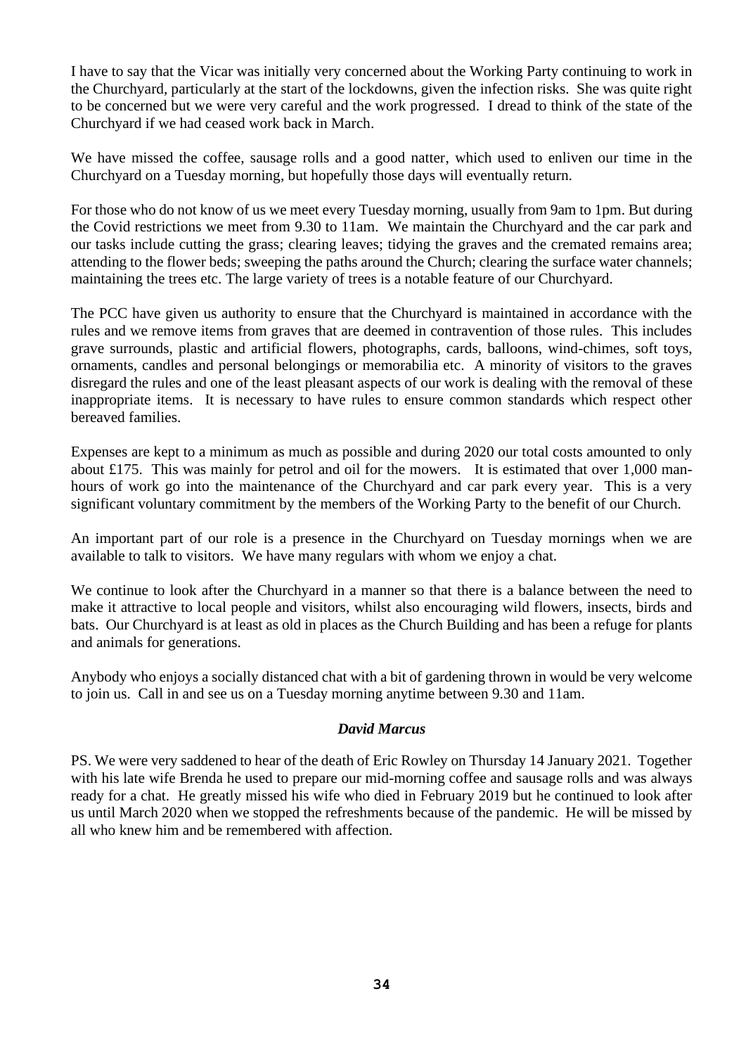I have to say that the Vicar was initially very concerned about the Working Party continuing to work in the Churchyard, particularly at the start of the lockdowns, given the infection risks. She was quite right to be concerned but we were very careful and the work progressed. I dread to think of the state of the Churchyard if we had ceased work back in March.

We have missed the coffee, sausage rolls and a good natter, which used to enliven our time in the Churchyard on a Tuesday morning, but hopefully those days will eventually return.

For those who do not know of us we meet every Tuesday morning, usually from 9am to 1pm. But during the Covid restrictions we meet from 9.30 to 11am. We maintain the Churchyard and the car park and our tasks include cutting the grass; clearing leaves; tidying the graves and the cremated remains area; attending to the flower beds; sweeping the paths around the Church; clearing the surface water channels; maintaining the trees etc. The large variety of trees is a notable feature of our Churchyard.

The PCC have given us authority to ensure that the Churchyard is maintained in accordance with the rules and we remove items from graves that are deemed in contravention of those rules. This includes grave surrounds, plastic and artificial flowers, photographs, cards, balloons, wind-chimes, soft toys, ornaments, candles and personal belongings or memorabilia etc. A minority of visitors to the graves disregard the rules and one of the least pleasant aspects of our work is dealing with the removal of these inappropriate items. It is necessary to have rules to ensure common standards which respect other bereaved families.

Expenses are kept to a minimum as much as possible and during 2020 our total costs amounted to only about £175. This was mainly for petrol and oil for the mowers. It is estimated that over 1,000 man-hours of work go into the maintenance of the Churchyard and car park every year. This is a very significant voluntary commitment by the members of the Working Party to the benefit of our Church.

An important part of our role is a presence in the Churchyard on Tuesday mornings when we are available to talk to visitors. We have many regulars with whom we enjoy a chat.

We continue to look after the Churchyard in a manner so that there is a balance between the need to make it attractive to local people and visitors, whilst also encouraging wild flowers, insects, birds and bats. Our Churchyard is at least as old in places as the Church Building and has been a refuge for plants and animals for generations.

Anybody who enjoys a socially distanced chat with a bit of gardening thrown in would be very welcome to join us. Call in and see us on a Tuesday morning anytime between 9.30 and 11am.

***David Marcus***

PS. We were very saddened to hear of the death of Eric Rowley on Thursday 14 January 2021. Together with his late wife Brenda he used to prepare our mid-morning coffee and sausage rolls and was always ready for a chat. He greatly missed his wife who died in February 2019 but he continued to look after us until March 2020 when we stopped the refreshments because of the pandemic. He will be missed by all who knew him and be remembered with affection.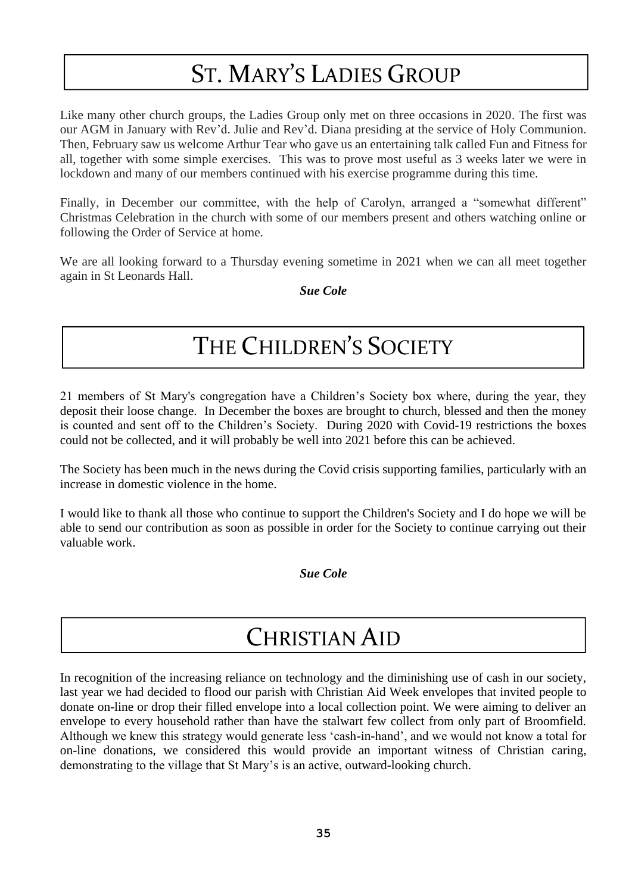# St. Mary's Ladies Group

Like many other church groups, the Ladies Group only met on three occasions in 2020. The first was our AGM in January with Rev'd. Julie and Rev'd. Diana presiding at the service of Holy Communion. Then, February saw us welcome Arthur Tear who gave us an entertaining talk called Fun and Fitness for all, together with some simple exercises. This was to prove most useful as 3 weeks later we were in lockdown and many of our members continued with his exercise programme during this time.

Finally, in December our committee, with the help of Carolyn, arranged a "somewhat different" Christmas Celebration in the church with some of our members present and others watching online or following the Order of Service at home.

We are all looking forward to a Thursday evening sometime in 2021 when we can all meet together again in St Leonards Hall.

***Sue Cole***

# The Children's Society

21 members of St Mary's congregation have a Children's Society box where, during the year, they deposit their loose change. In December the boxes are brought to church, blessed and then the money is counted and sent off to the Children's Society. During 2020 with Covid-19 restrictions the boxes could not be collected, and it will probably be well into 2021 before this can be achieved.

The Society has been much in the news during the Covid crisis supporting families, particularly with an increase in domestic violence in the home.

I would like to thank all those who continue to support the Children's Society and I do hope we will be able to send our contribution as soon as possible in order for the Society to continue carrying out their valuable work.

***Sue Cole***

# Christian Aid

In recognition of the increasing reliance on technology and the diminishing use of cash in our society, last year we had decided to flood our parish with Christian Aid Week envelopes that invited people to donate on-line or drop their filled envelope into a local collection point. We were aiming to deliver an envelope to every household rather than have the stalwart few collect from only part of Broomfield. Although we knew this strategy would generate less 'cash-in-hand', and we would not know a total for on-line donations, we considered this would provide an important witness of Christian caring, demonstrating to the village that St Mary's is an active, outward-looking church.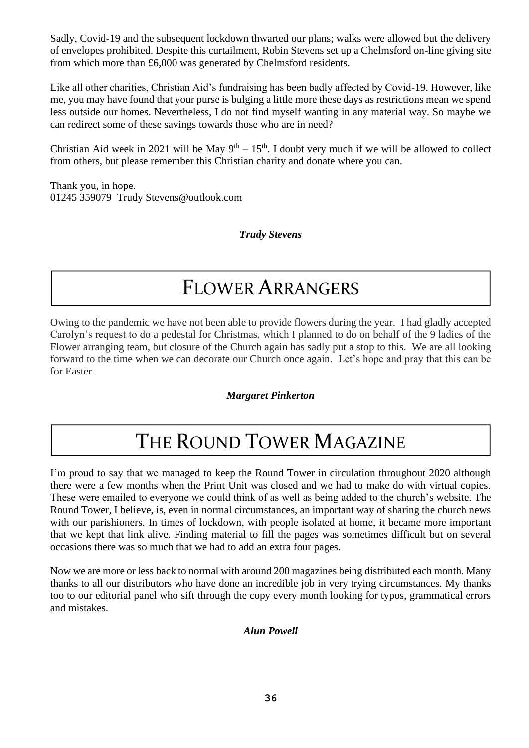Sadly, Covid-19 and the subsequent lockdown thwarted our plans; walks were allowed but the delivery of envelopes prohibited. Despite this curtailment, Robin Stevens set up a Chelmsford on-line giving site from which more than £6,000 was generated by Chelmsford residents.

Like all other charities, Christian Aid's fundraising has been badly affected by Covid-19. However, like me, you may have found that your purse is bulging a little more these days as restrictions mean we spend less outside our homes. Nevertheless, I do not find myself wanting in any material way. So maybe we can redirect some of these savings towards those who are in need?

Christian Aid week in 2021 will be May 9th – 15th. I doubt very much if we will be allowed to collect from others, but please remember this Christian charity and donate where you can.

Thank you, in hope.
01245 359079 Trudy Stevens@outlook.com

***Trudy Stevens***

# FLOWER ARRANGERS

Owing to the pandemic we have not been able to provide flowers during the year. I had gladly accepted Carolyn's request to do a pedestal for Christmas, which I planned to do on behalf of the 9 ladies of the Flower arranging team, but closure of the Church again has sadly put a stop to this. We are all looking forward to the time when we can decorate our Church once again. Let's hope and pray that this can be for Easter.

***Margaret Pinkerton***

# THE ROUND TOWER MAGAZINE

I'm proud to say that we managed to keep the Round Tower in circulation throughout 2020 although there were a few months when the Print Unit was closed and we had to make do with virtual copies. These were emailed to everyone we could think of as well as being added to the church's website. The Round Tower, I believe, is, even in normal circumstances, an important way of sharing the church news with our parishioners. In times of lockdown, with people isolated at home, it became more important that we kept that link alive. Finding material to fill the pages was sometimes difficult but on several occasions there was so much that we had to add an extra four pages.

Now we are more or less back to normal with around 200 magazines being distributed each month. Many thanks to all our distributors who have done an incredible job in very trying circumstances. My thanks too to our editorial panel who sift through the copy every month looking for typos, grammatical errors and mistakes.

***Alun Powell***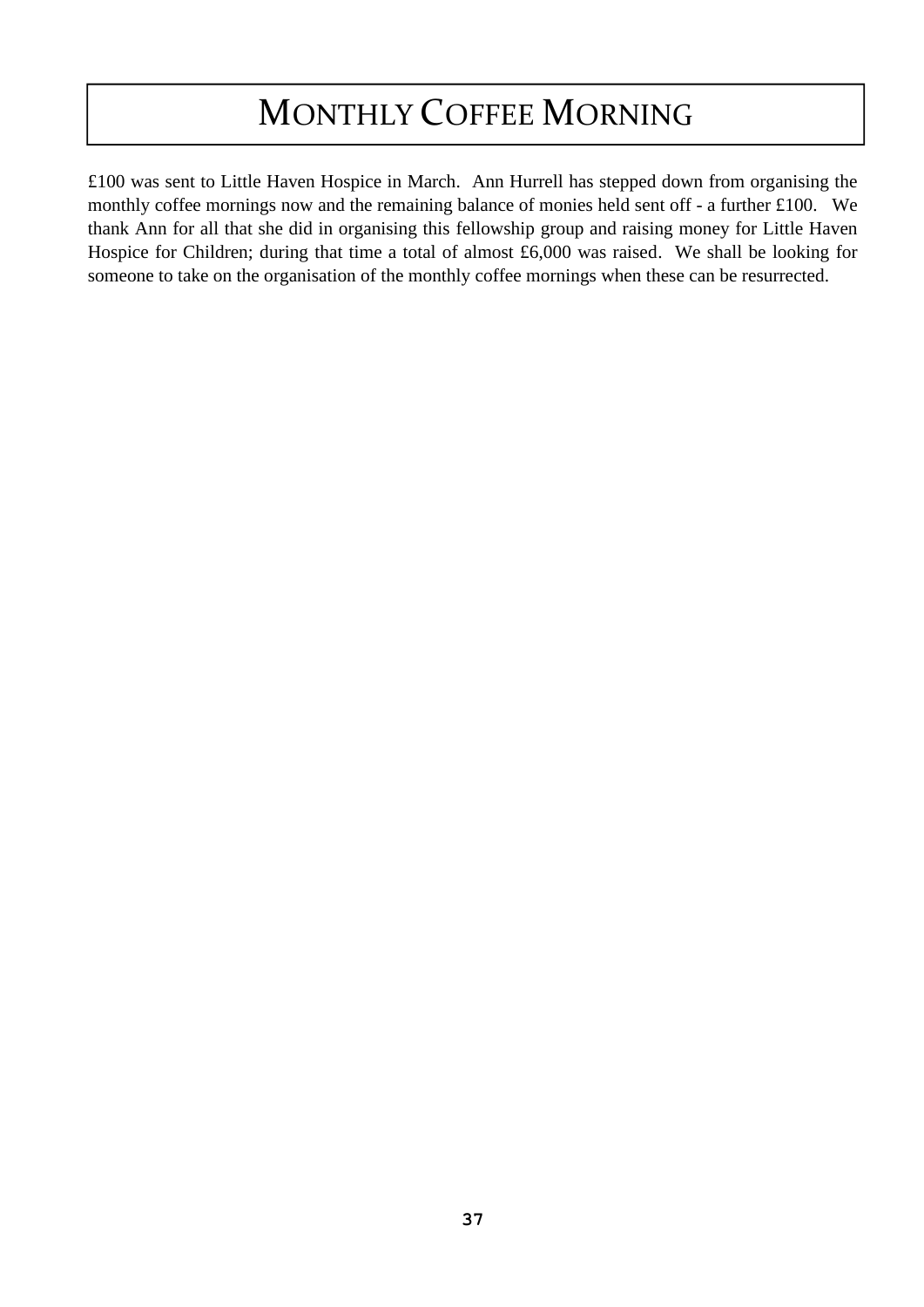# Monthly Coffee Morning

£100 was sent to Little Haven Hospice in March. Ann Hurrell has stepped down from organising the monthly coffee mornings now and the remaining balance of monies held sent off - a further £100. We thank Ann for all that she did in organising this fellowship group and raising money for Little Haven Hospice for Children; during that time a total of almost £6,000 was raised. We shall be looking for someone to take on the organisation of the monthly coffee mornings when these can be resurrected.